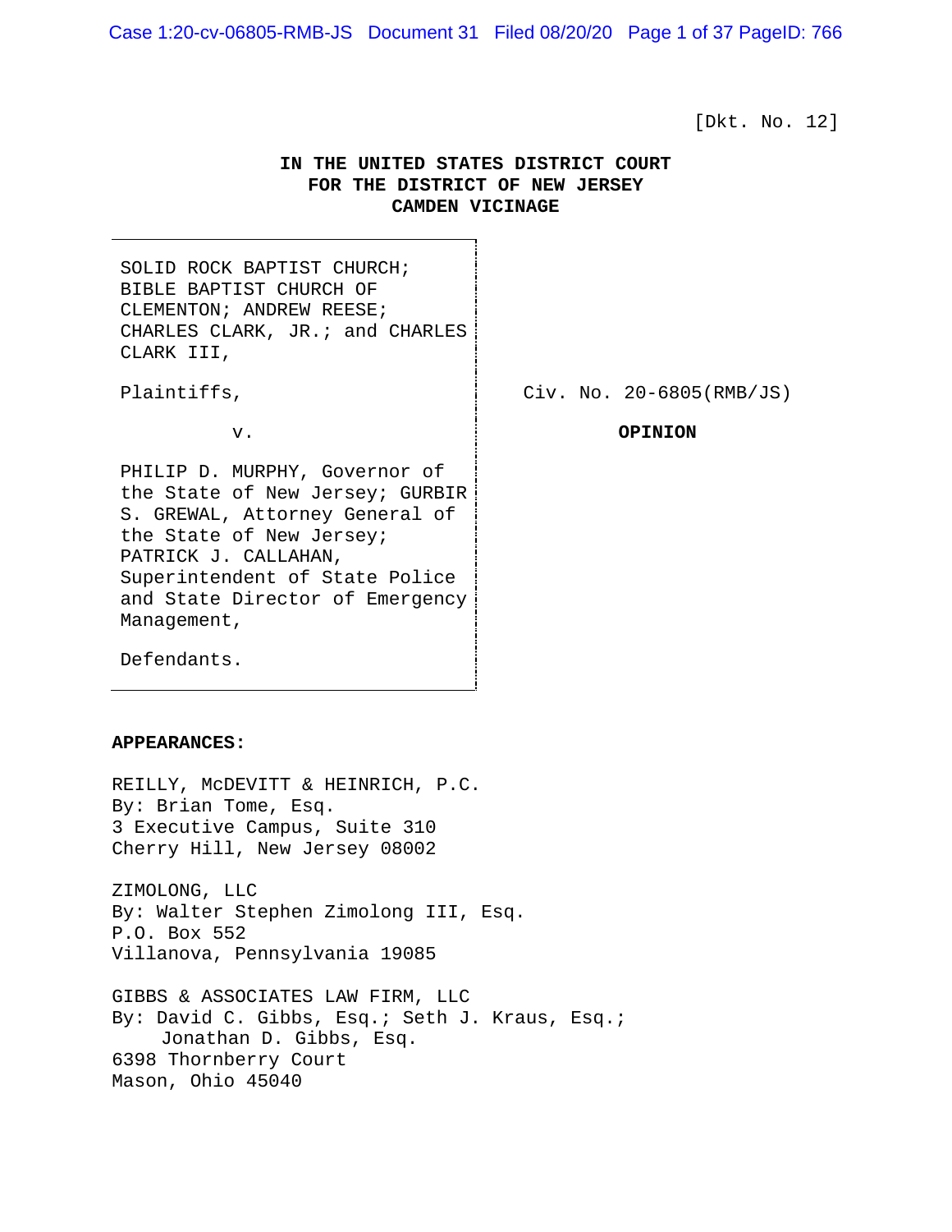[Dkt. No. 12]

**IN THE UNITED STATES DISTRICT COURT**
**FOR THE DISTRICT OF NEW JERSEY**
**CAMDEN VICINAGE**

SOLID ROCK BAPTIST CHURCH; BIBLE BAPTIST CHURCH OF CLEMENTON; ANDREW REESE; CHARLES CLARK, JR.; and CHARLES CLARK III,

Plaintiffs,

v.

PHILIP D. MURPHY, Governor of the State of New Jersey; GURBIR S. GREWAL, Attorney General of the State of New Jersey; PATRICK J. CALLAHAN, Superintendent of State Police and State Director of Emergency Management,

Defendants.

Civ. No. 20-6805(RMB/JS)

**OPINION**

**APPEARANCES:**

REILLY, McDEVITT & HEINRICH, P.C.
By: Brian Tome, Esq.
3 Executive Campus, Suite 310
Cherry Hill, New Jersey 08002

ZIMOLONG, LLC
By: Walter Stephen Zimolong III, Esq.
P.O. Box 552
Villanova, Pennsylvania 19085

GIBBS & ASSOCIATES LAW FIRM, LLC
By: David C. Gibbs, Esq.; Seth J. Kraus, Esq.;
Jonathan D. Gibbs, Esq.
6398 Thornberry Court
Mason, Ohio 45040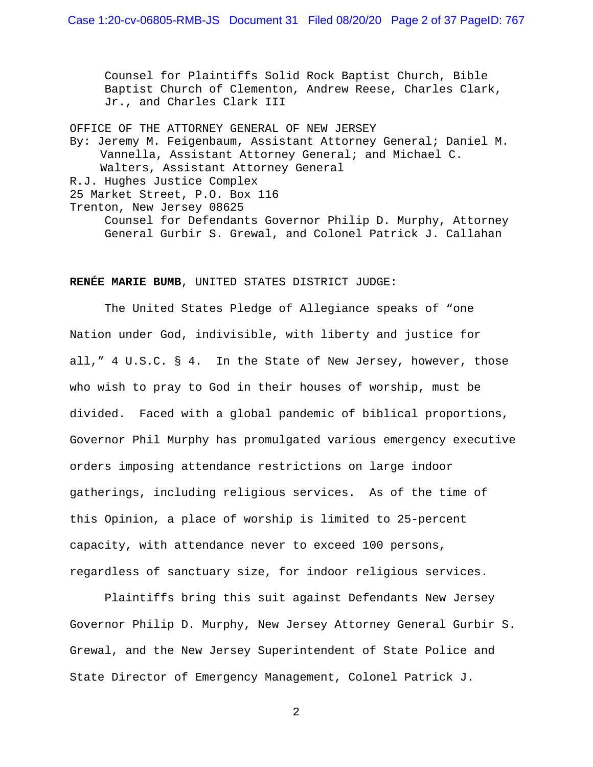Counsel for Plaintiffs Solid Rock Baptist Church, Bible Baptist Church of Clementon, Andrew Reese, Charles Clark, Jr., and Charles Clark III

OFFICE OF THE ATTORNEY GENERAL OF NEW JERSEY
By: Jeremy M. Feigenbaum, Assistant Attorney General; Daniel M. Vannella, Assistant Attorney General; and Michael C. Walters, Assistant Attorney General
R.J. Hughes Justice Complex
25 Market Street, P.O. Box 116
Trenton, New Jersey 08625
Counsel for Defendants Governor Philip D. Murphy, Attorney General Gurbir S. Grewal, and Colonel Patrick J. Callahan

**RENÉE MARIE BUMB**, UNITED STATES DISTRICT JUDGE:

The United States Pledge of Allegiance speaks of "one Nation under God, indivisible, with liberty and justice for all," 4 U.S.C. § 4. In the State of New Jersey, however, those who wish to pray to God in their houses of worship, must be divided. Faced with a global pandemic of biblical proportions, Governor Phil Murphy has promulgated various emergency executive orders imposing attendance restrictions on large indoor gatherings, including religious services. As of the time of this Opinion, a place of worship is limited to 25-percent capacity, with attendance never to exceed 100 persons, regardless of sanctuary size, for indoor religious services.

Plaintiffs bring this suit against Defendants New Jersey Governor Philip D. Murphy, New Jersey Attorney General Gurbir S. Grewal, and the New Jersey Superintendent of State Police and State Director of Emergency Management, Colonel Patrick J.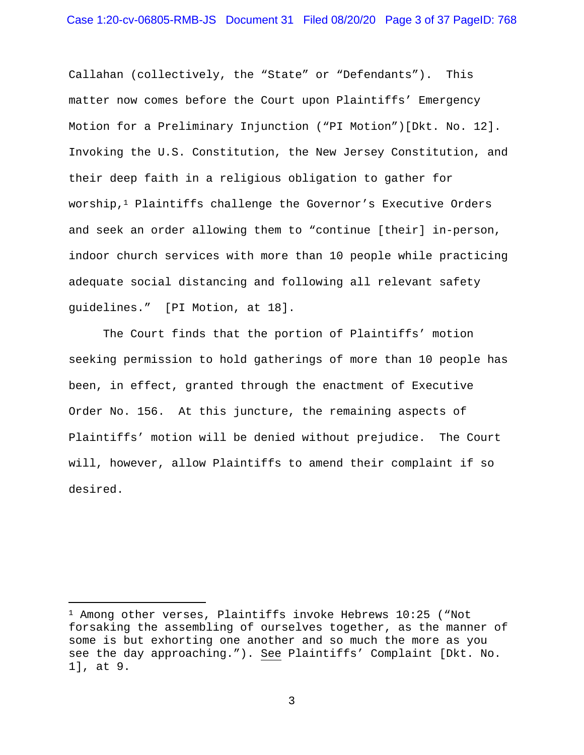Callahan (collectively, the "State" or "Defendants"). This matter now comes before the Court upon Plaintiffs' Emergency Motion for a Preliminary Injunction ("PI Motion")[Dkt. No. 12]. Invoking the U.S. Constitution, the New Jersey Constitution, and their deep faith in a religious obligation to gather for worship,[1] Plaintiffs challenge the Governor's Executive Orders and seek an order allowing them to "continue [their] in-person, indoor church services with more than 10 people while practicing adequate social distancing and following all relevant safety guidelines." [PI Motion, at 18].

The Court finds that the portion of Plaintiffs' motion seeking permission to hold gatherings of more than 10 people has been, in effect, granted through the enactment of Executive Order No. 156. At this juncture, the remaining aspects of Plaintiffs' motion will be denied without prejudice. The Court will, however, allow Plaintiffs to amend their complaint if so desired.

---

[1] Among other verses, Plaintiffs invoke Hebrews 10:25 ("Not forsaking the assembling of ourselves together, as the manner of some is but exhorting one another and so much the more as you see the day approaching."). See Plaintiffs' Complaint [Dkt. No. 1], at 9.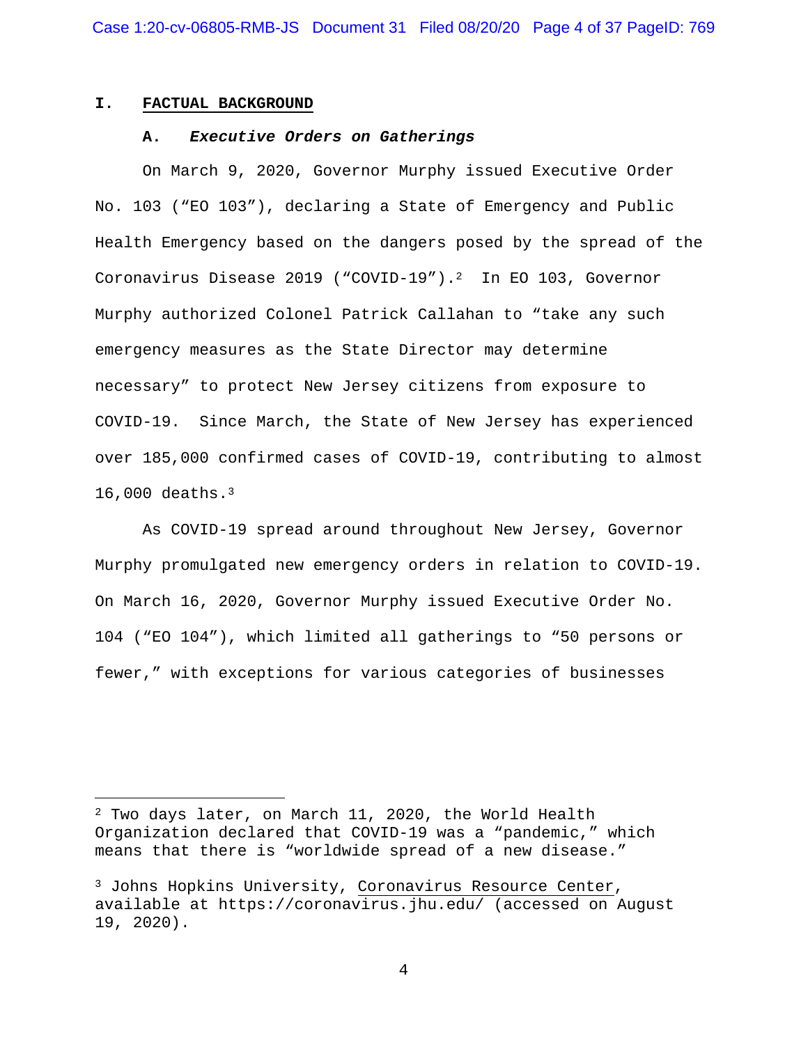## I. FACTUAL BACKGROUND

### A. *Executive Orders on Gatherings*

On March 9, 2020, Governor Murphy issued Executive Order No. 103 ("EO 103"), declaring a State of Emergency and Public Health Emergency based on the dangers posed by the spread of the Coronavirus Disease 2019 ("COVID-19").[2] In EO 103, Governor Murphy authorized Colonel Patrick Callahan to "take any such emergency measures as the State Director may determine necessary" to protect New Jersey citizens from exposure to COVID-19. Since March, the State of New Jersey has experienced over 185,000 confirmed cases of COVID-19, contributing to almost 16,000 deaths.[3]

As COVID-19 spread around throughout New Jersey, Governor Murphy promulgated new emergency orders in relation to COVID-19. On March 16, 2020, Governor Murphy issued Executive Order No. 104 ("EO 104"), which limited all gatherings to "50 persons or fewer," with exceptions for various categories of businesses

---

[2] Two days later, on March 11, 2020, the World Health Organization declared that COVID-19 was a "pandemic," which means that there is "worldwide spread of a new disease."

[3] Johns Hopkins University, Coronavirus Resource Center, available at https://coronavirus.jhu.edu/ (accessed on August 19, 2020).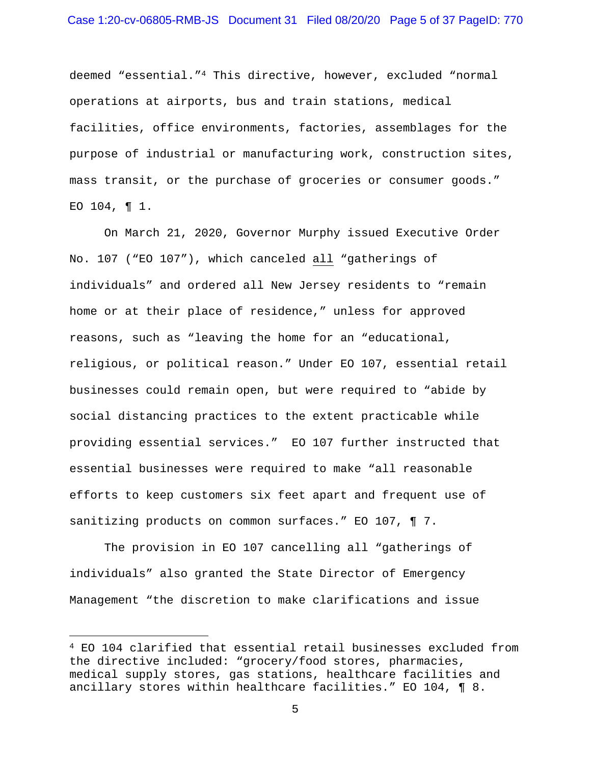deemed "essential."[4] This directive, however, excluded "normal operations at airports, bus and train stations, medical facilities, office environments, factories, assemblages for the purpose of industrial or manufacturing work, construction sites, mass transit, or the purchase of groceries or consumer goods." EO 104, ¶ 1.

On March 21, 2020, Governor Murphy issued Executive Order No. 107 ("EO 107"), which canceled all "gatherings of individuals" and ordered all New Jersey residents to "remain home or at their place of residence," unless for approved reasons, such as "leaving the home for an "educational, religious, or political reason." Under EO 107, essential retail businesses could remain open, but were required to "abide by social distancing practices to the extent practicable while providing essential services." EO 107 further instructed that essential businesses were required to make "all reasonable efforts to keep customers six feet apart and frequent use of sanitizing products on common surfaces." EO 107, ¶ 7.

The provision in EO 107 cancelling all "gatherings of individuals" also granted the State Director of Emergency Management "the discretion to make clarifications and issue

---

[4] EO 104 clarified that essential retail businesses excluded from the directive included: "grocery/food stores, pharmacies, medical supply stores, gas stations, healthcare facilities and ancillary stores within healthcare facilities." EO 104, ¶ 8.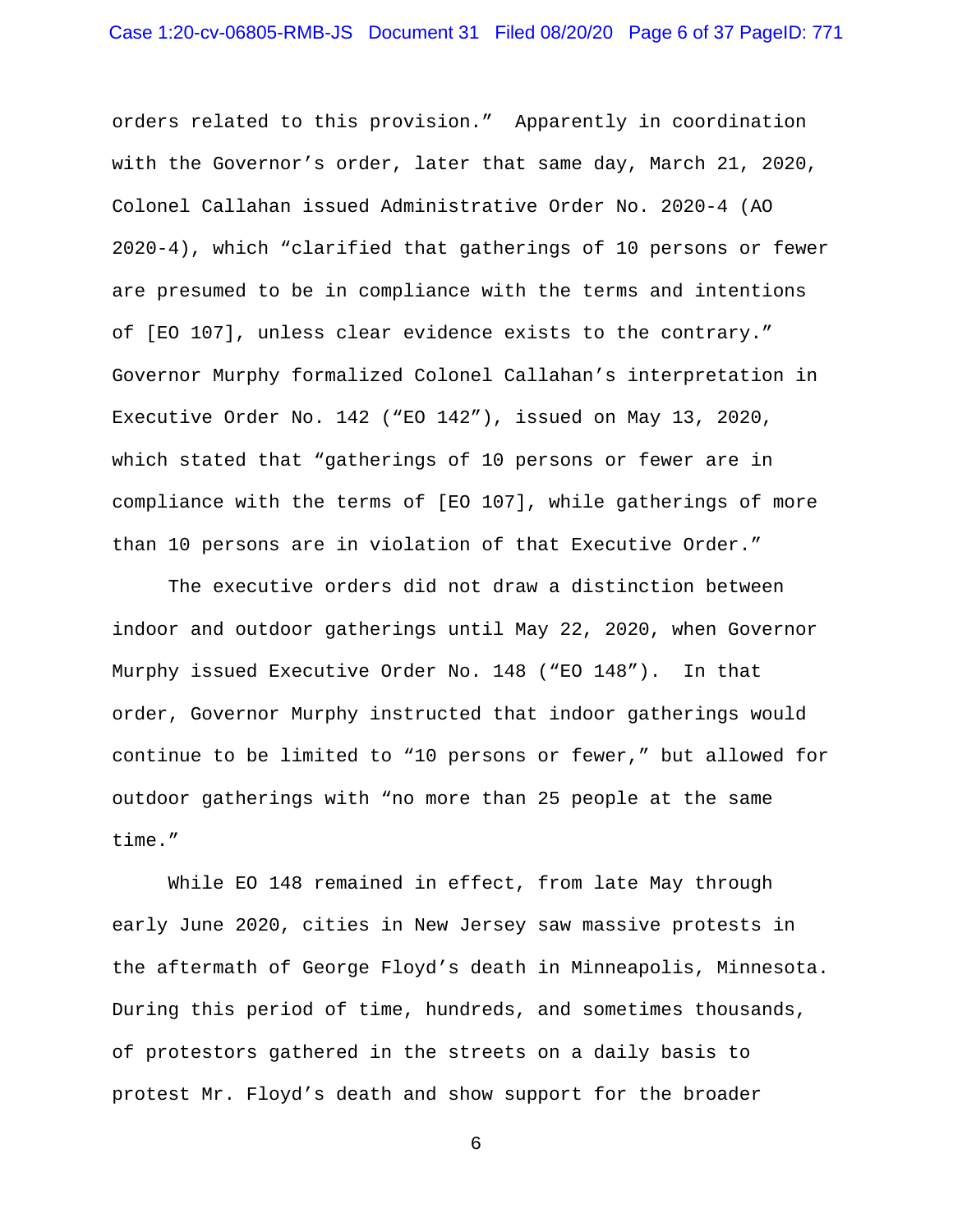orders related to this provision." Apparently in coordination with the Governor's order, later that same day, March 21, 2020, Colonel Callahan issued Administrative Order No. 2020-4 (AO 2020-4), which "clarified that gatherings of 10 persons or fewer are presumed to be in compliance with the terms and intentions of [EO 107], unless clear evidence exists to the contrary." Governor Murphy formalized Colonel Callahan's interpretation in Executive Order No. 142 ("EO 142"), issued on May 13, 2020, which stated that "gatherings of 10 persons or fewer are in compliance with the terms of [EO 107], while gatherings of more than 10 persons are in violation of that Executive Order."

The executive orders did not draw a distinction between indoor and outdoor gatherings until May 22, 2020, when Governor Murphy issued Executive Order No. 148 ("EO 148"). In that order, Governor Murphy instructed that indoor gatherings would continue to be limited to "10 persons or fewer," but allowed for outdoor gatherings with "no more than 25 people at the same time."

While EO 148 remained in effect, from late May through early June 2020, cities in New Jersey saw massive protests in the aftermath of George Floyd's death in Minneapolis, Minnesota. During this period of time, hundreds, and sometimes thousands, of protestors gathered in the streets on a daily basis to protest Mr. Floyd's death and show support for the broader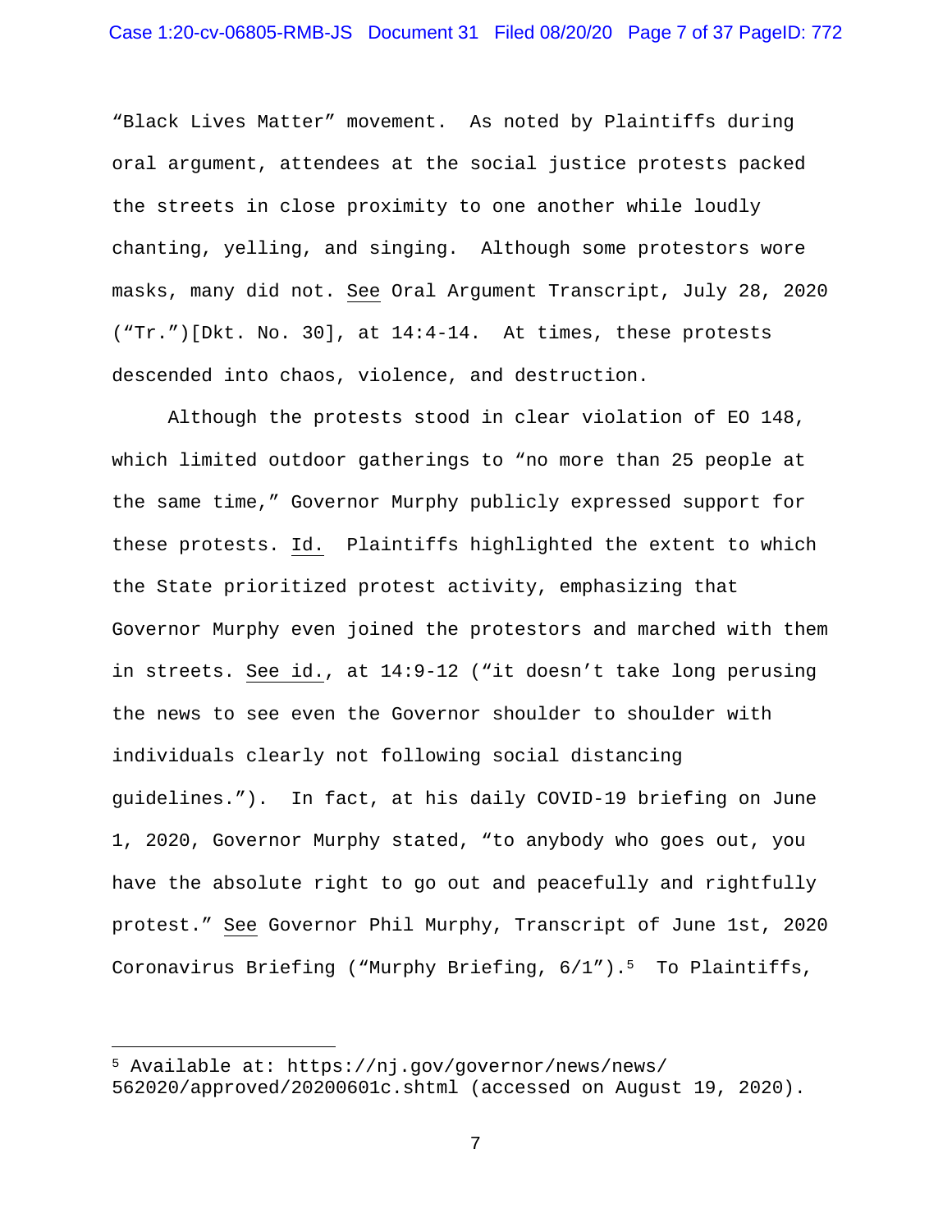"Black Lives Matter" movement. As noted by Plaintiffs during oral argument, attendees at the social justice protests packed the streets in close proximity to one another while loudly chanting, yelling, and singing. Although some protestors wore masks, many did not. See Oral Argument Transcript, July 28, 2020 ("Tr.")[Dkt. No. 30], at 14:4-14. At times, these protests descended into chaos, violence, and destruction.

Although the protests stood in clear violation of EO 148, which limited outdoor gatherings to "no more than 25 people at the same time," Governor Murphy publicly expressed support for these protests. Id. Plaintiffs highlighted the extent to which the State prioritized protest activity, emphasizing that Governor Murphy even joined the protestors and marched with them in streets. See id., at 14:9-12 ("it doesn't take long perusing the news to see even the Governor shoulder to shoulder with individuals clearly not following social distancing guidelines."). In fact, at his daily COVID-19 briefing on June 1, 2020, Governor Murphy stated, "to anybody who goes out, you have the absolute right to go out and peacefully and rightfully protest." See Governor Phil Murphy, Transcript of June 1st, 2020 Coronavirus Briefing ("Murphy Briefing, 6/1").[5] To Plaintiffs,

[5] Available at: https://nj.gov/governor/news/news/562020/approved/20200601c.shtml (accessed on August 19, 2020).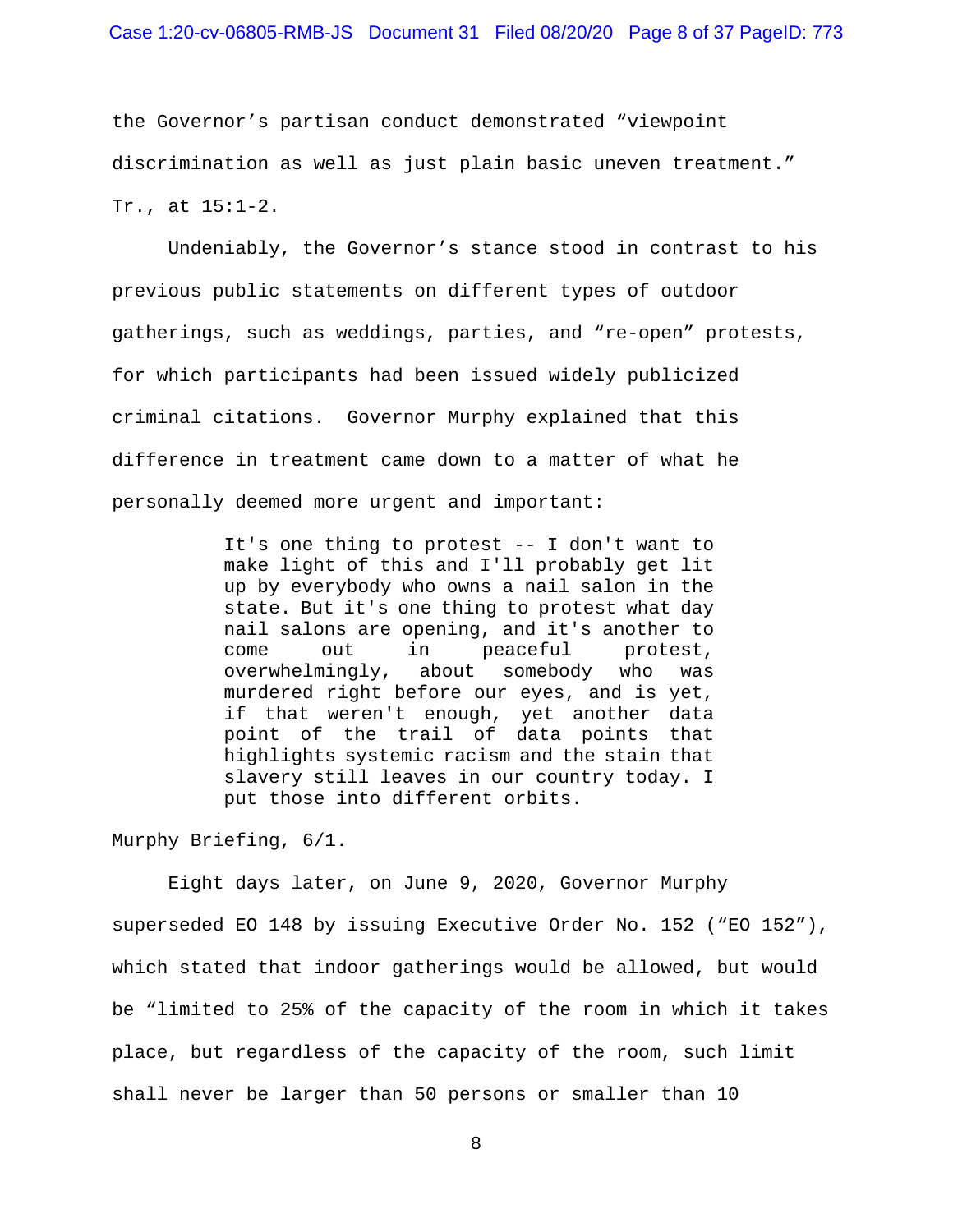the Governor's partisan conduct demonstrated "viewpoint discrimination as well as just plain basic uneven treatment." Tr., at 15:1-2.

Undeniably, the Governor's stance stood in contrast to his previous public statements on different types of outdoor gatherings, such as weddings, parties, and "re-open" protests, for which participants had been issued widely publicized criminal citations. Governor Murphy explained that this difference in treatment came down to a matter of what he personally deemed more urgent and important:

> It's one thing to protest -- I don't want to make light of this and I'll probably get lit up by everybody who owns a nail salon in the state. But it's one thing to protest what day nail salons are opening, and it's another to come out in peaceful protest, overwhelmingly, about somebody who was murdered right before our eyes, and is yet, if that weren't enough, yet another data point of the trail of data points that highlights systemic racism and the stain that slavery still leaves in our country today. I put those into different orbits.

Murphy Briefing, 6/1.

Eight days later, on June 9, 2020, Governor Murphy superseded EO 148 by issuing Executive Order No. 152 ("EO 152"), which stated that indoor gatherings would be allowed, but would be "limited to 25% of the capacity of the room in which it takes place, but regardless of the capacity of the room, such limit shall never be larger than 50 persons or smaller than 10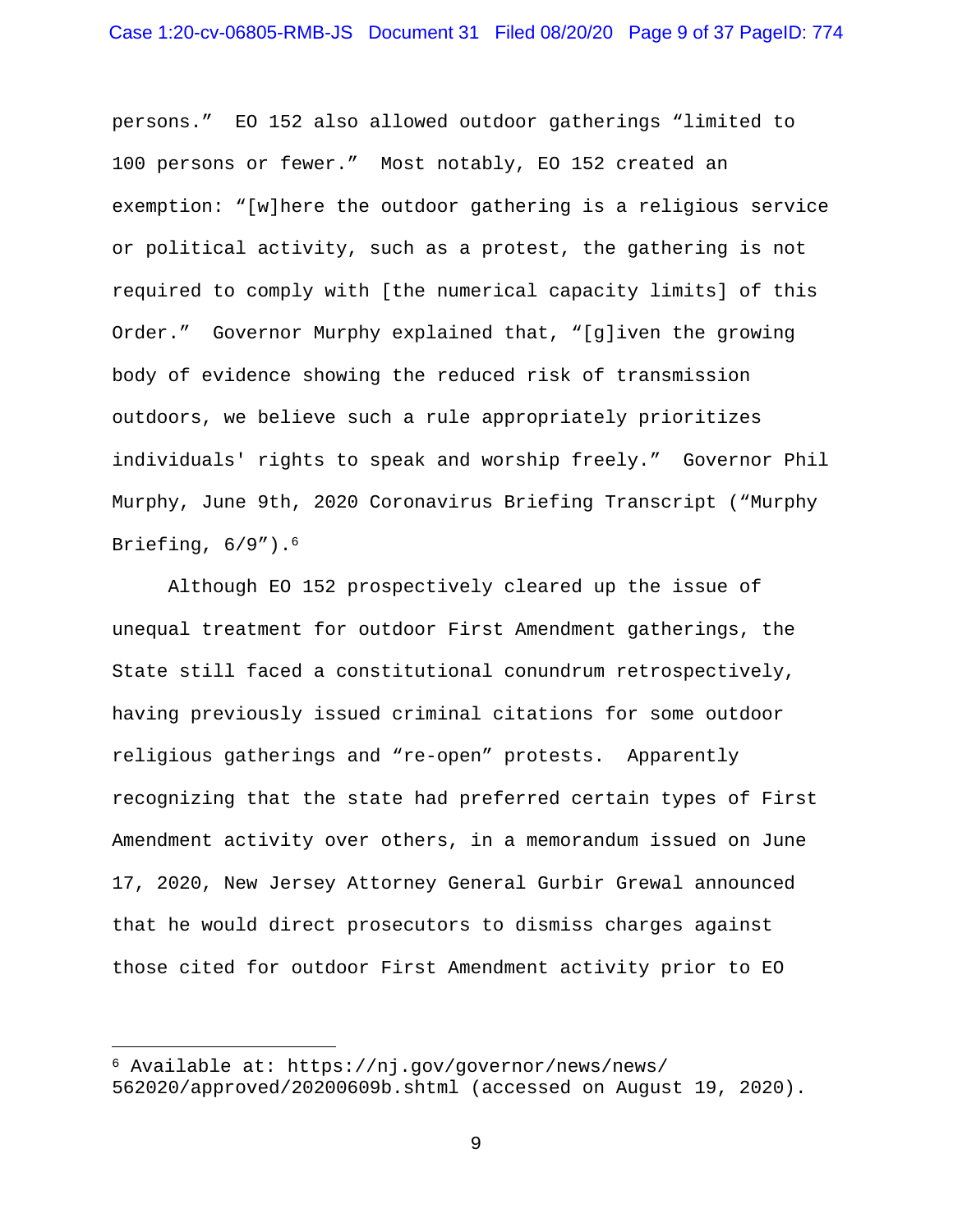persons." EO 152 also allowed outdoor gatherings "limited to 100 persons or fewer." Most notably, EO 152 created an exemption: "[w]here the outdoor gathering is a religious service or political activity, such as a protest, the gathering is not required to comply with [the numerical capacity limits] of this Order." Governor Murphy explained that, "[g]iven the growing body of evidence showing the reduced risk of transmission outdoors, we believe such a rule appropriately prioritizes individuals' rights to speak and worship freely." Governor Phil Murphy, June 9th, 2020 Coronavirus Briefing Transcript ("Murphy Briefing, 6/9").[6]

Although EO 152 prospectively cleared up the issue of unequal treatment for outdoor First Amendment gatherings, the State still faced a constitutional conundrum retrospectively, having previously issued criminal citations for some outdoor religious gatherings and "re-open" protests. Apparently recognizing that the state had preferred certain types of First Amendment activity over others, in a memorandum issued on June 17, 2020, New Jersey Attorney General Gurbir Grewal announced that he would direct prosecutors to dismiss charges against those cited for outdoor First Amendment activity prior to EO

[6] Available at: https://nj.gov/governor/news/news/562020/approved/20200609b.shtml (accessed on August 19, 2020).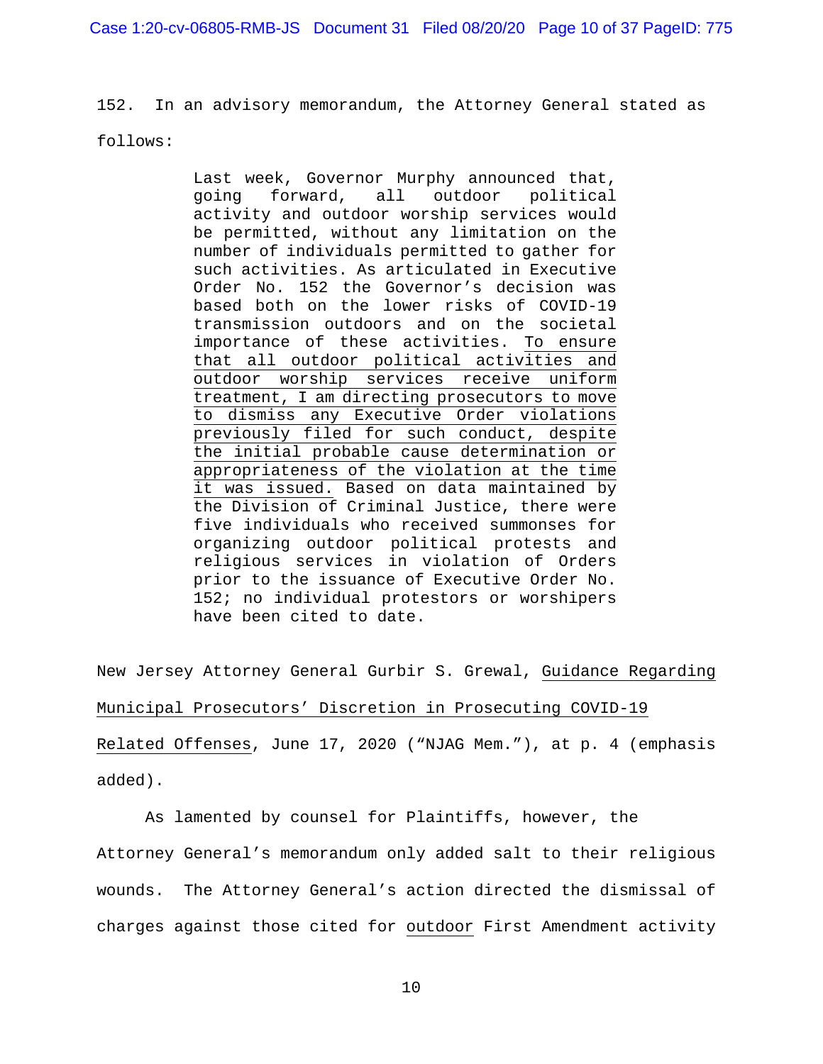152. In an advisory memorandum, the Attorney General stated as follows:

> Last week, Governor Murphy announced that, going forward, all outdoor political activity and outdoor worship services would be permitted, without any limitation on the number of individuals permitted to gather for such activities. As articulated in Executive Order No. 152 the Governor's decision was based both on the lower risks of COVID-19 transmission outdoors and on the societal importance of these activities. <u>To ensure that all outdoor political activities and outdoor worship services receive uniform treatment, I am directing prosecutors to move to dismiss any Executive Order violations previously filed for such conduct, despite the initial probable cause determination or appropriateness of the violation at the time it was issued.</u> Based on data maintained by the Division of Criminal Justice, there were five individuals who received summonses for organizing outdoor political protests and religious services in violation of Orders prior to the issuance of Executive Order No. 152; no individual protestors or worshipers have been cited to date.

New Jersey Attorney General Gurbir S. Grewal, <u>Guidance Regarding Municipal Prosecutors' Discretion in Prosecuting COVID-19 Related Offenses</u>, June 17, 2020 ("NJAG Mem."), at p. 4 (emphasis added).

As lamented by counsel for Plaintiffs, however, the Attorney General's memorandum only added salt to their religious wounds. The Attorney General's action directed the dismissal of charges against those cited for <u>outdoor</u> First Amendment activity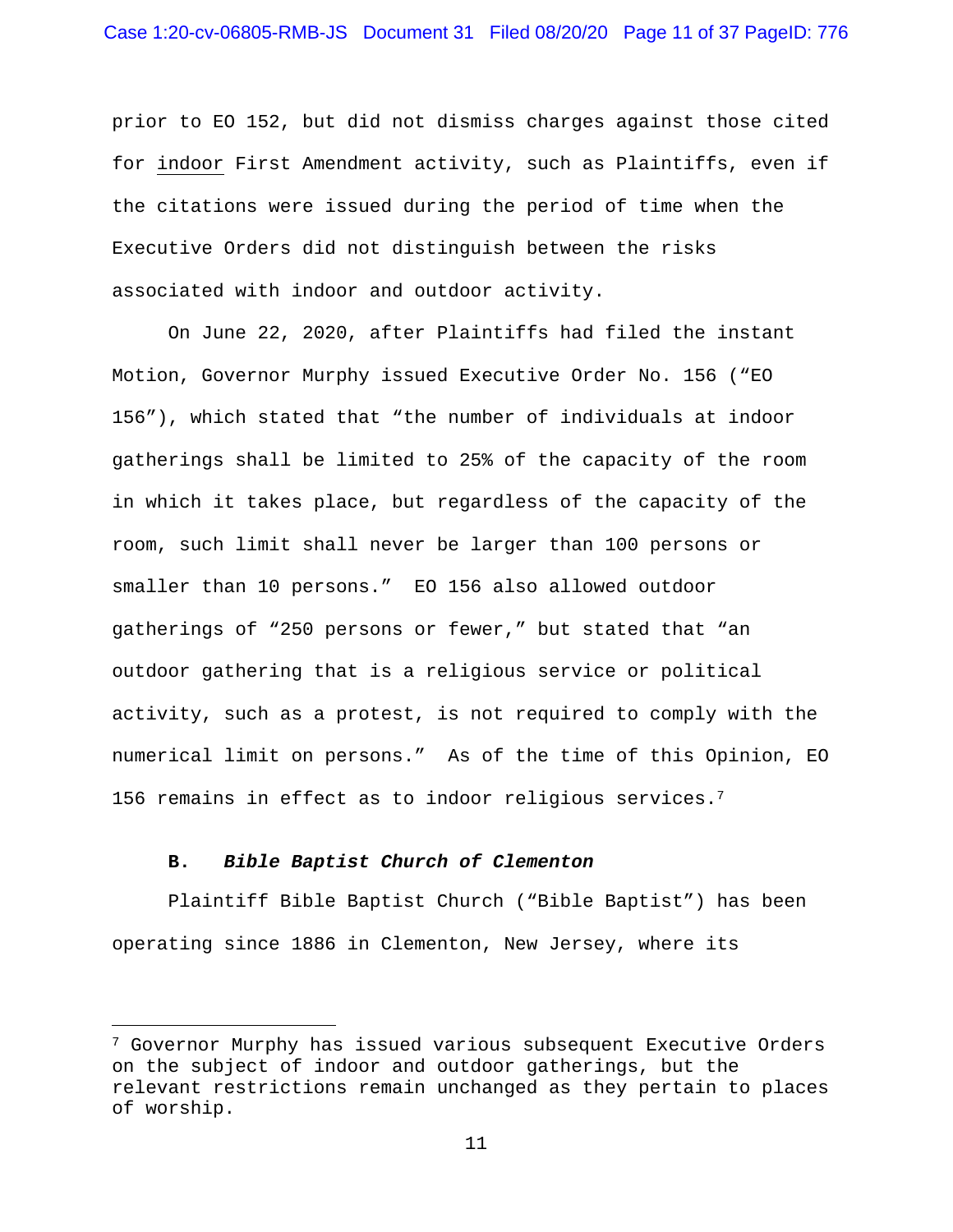prior to EO 152, but did not dismiss charges against those cited for <u>indoor</u> First Amendment activity, such as Plaintiffs, even if the citations were issued during the period of time when the Executive Orders did not distinguish between the risks associated with indoor and outdoor activity.

On June 22, 2020, after Plaintiffs had filed the instant Motion, Governor Murphy issued Executive Order No. 156 ("EO 156"), which stated that "the number of individuals at indoor gatherings shall be limited to 25% of the capacity of the room in which it takes place, but regardless of the capacity of the room, such limit shall never be larger than 100 persons or smaller than 10 persons." EO 156 also allowed outdoor gatherings of "250 persons or fewer," but stated that "an outdoor gathering that is a religious service or political activity, such as a protest, is not required to comply with the numerical limit on persons." As of the time of this Opinion, EO 156 remains in effect as to indoor religious services.[7]

### B. ***Bible Baptist Church of Clementon***

Plaintiff Bible Baptist Church ("Bible Baptist") has been operating since 1886 in Clementon, New Jersey, where its

---

[7] Governor Murphy has issued various subsequent Executive Orders on the subject of indoor and outdoor gatherings, but the relevant restrictions remain unchanged as they pertain to places of worship.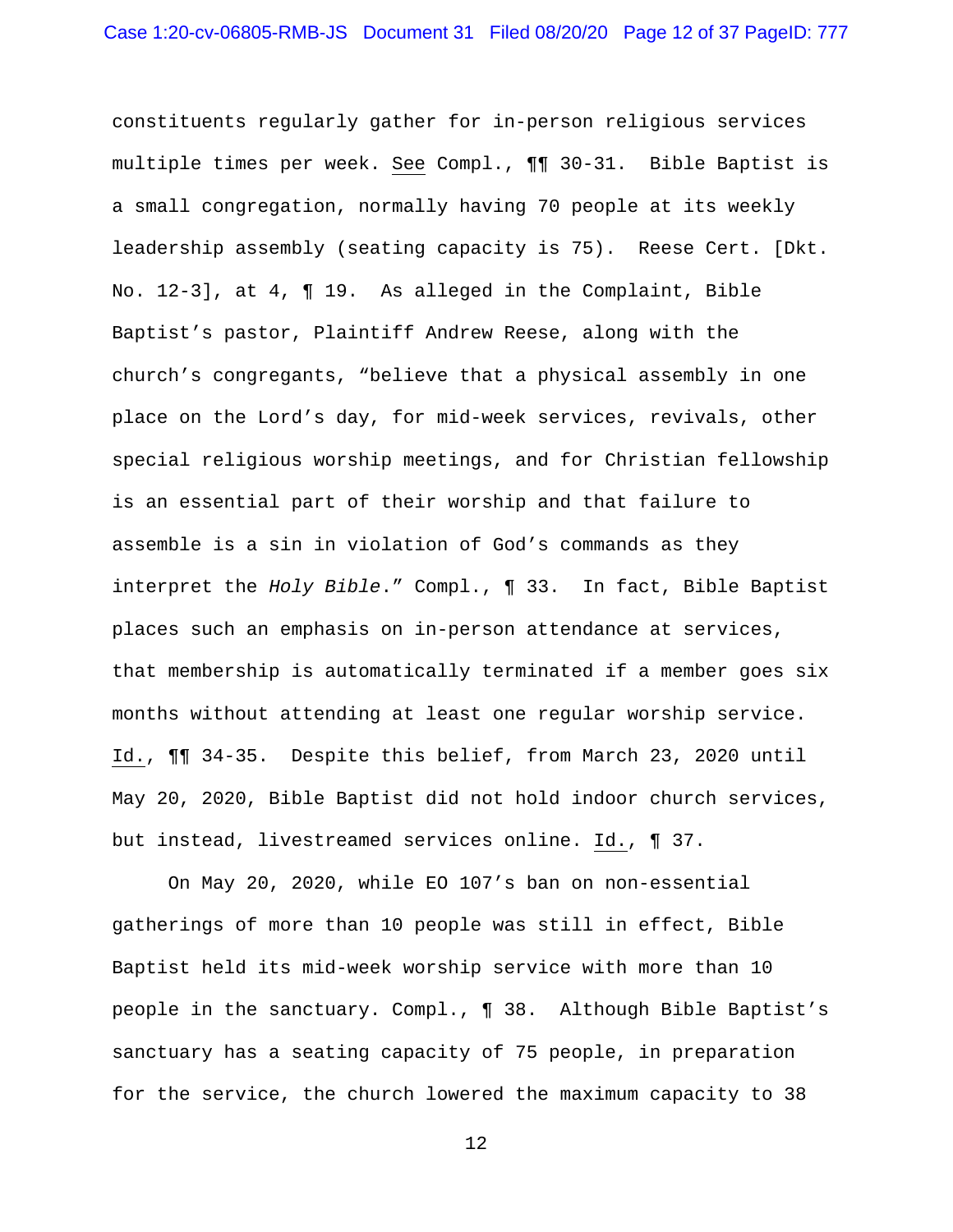constituents regularly gather for in-person religious services multiple times per week. See Compl., ¶¶ 30-31. Bible Baptist is a small congregation, normally having 70 people at its weekly leadership assembly (seating capacity is 75). Reese Cert. [Dkt. No. 12-3], at 4, ¶ 19. As alleged in the Complaint, Bible Baptist's pastor, Plaintiff Andrew Reese, along with the church's congregants, "believe that a physical assembly in one place on the Lord's day, for mid-week services, revivals, other special religious worship meetings, and for Christian fellowship is an essential part of their worship and that failure to assemble is a sin in violation of God's commands as they interpret the *Holy Bible*." Compl., ¶ 33. In fact, Bible Baptist places such an emphasis on in-person attendance at services, that membership is automatically terminated if a member goes six months without attending at least one regular worship service. Id., ¶¶ 34-35. Despite this belief, from March 23, 2020 until May 20, 2020, Bible Baptist did not hold indoor church services, but instead, livestreamed services online. Id., ¶ 37.

On May 20, 2020, while EO 107's ban on non-essential gatherings of more than 10 people was still in effect, Bible Baptist held its mid-week worship service with more than 10 people in the sanctuary. Compl., ¶ 38. Although Bible Baptist's sanctuary has a seating capacity of 75 people, in preparation for the service, the church lowered the maximum capacity to 38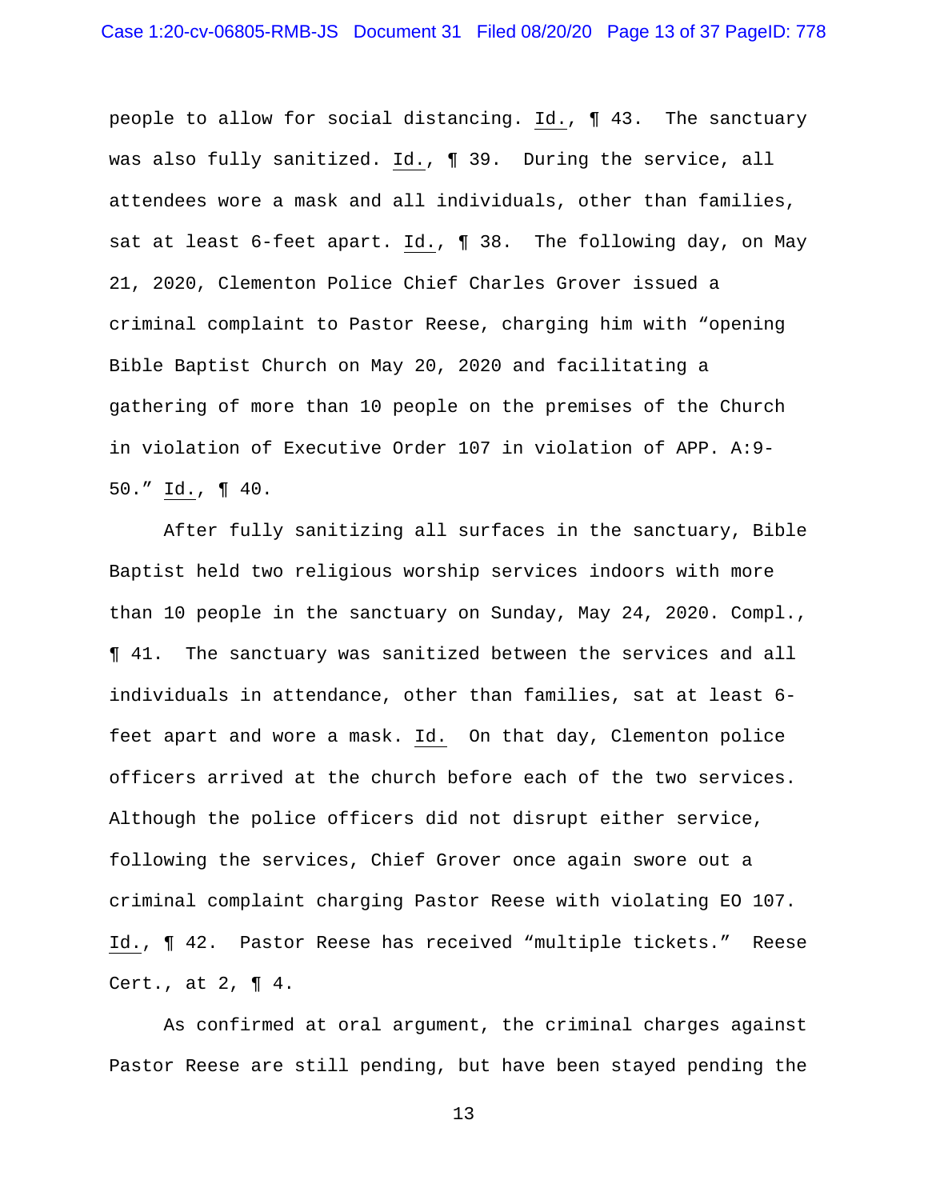people to allow for social distancing. Id., ¶ 43. The sanctuary was also fully sanitized. Id., ¶ 39. During the service, all attendees wore a mask and all individuals, other than families, sat at least 6-feet apart. Id., ¶ 38. The following day, on May 21, 2020, Clementon Police Chief Charles Grover issued a criminal complaint to Pastor Reese, charging him with "opening Bible Baptist Church on May 20, 2020 and facilitating a gathering of more than 10 people on the premises of the Church in violation of Executive Order 107 in violation of APP. A:9-50." Id., ¶ 40.

After fully sanitizing all surfaces in the sanctuary, Bible Baptist held two religious worship services indoors with more than 10 people in the sanctuary on Sunday, May 24, 2020. Compl., ¶ 41. The sanctuary was sanitized between the services and all individuals in attendance, other than families, sat at least 6-feet apart and wore a mask. Id. On that day, Clementon police officers arrived at the church before each of the two services. Although the police officers did not disrupt either service, following the services, Chief Grover once again swore out a criminal complaint charging Pastor Reese with violating EO 107. Id., ¶ 42. Pastor Reese has received "multiple tickets." Reese Cert., at 2, ¶ 4.

As confirmed at oral argument, the criminal charges against Pastor Reese are still pending, but have been stayed pending the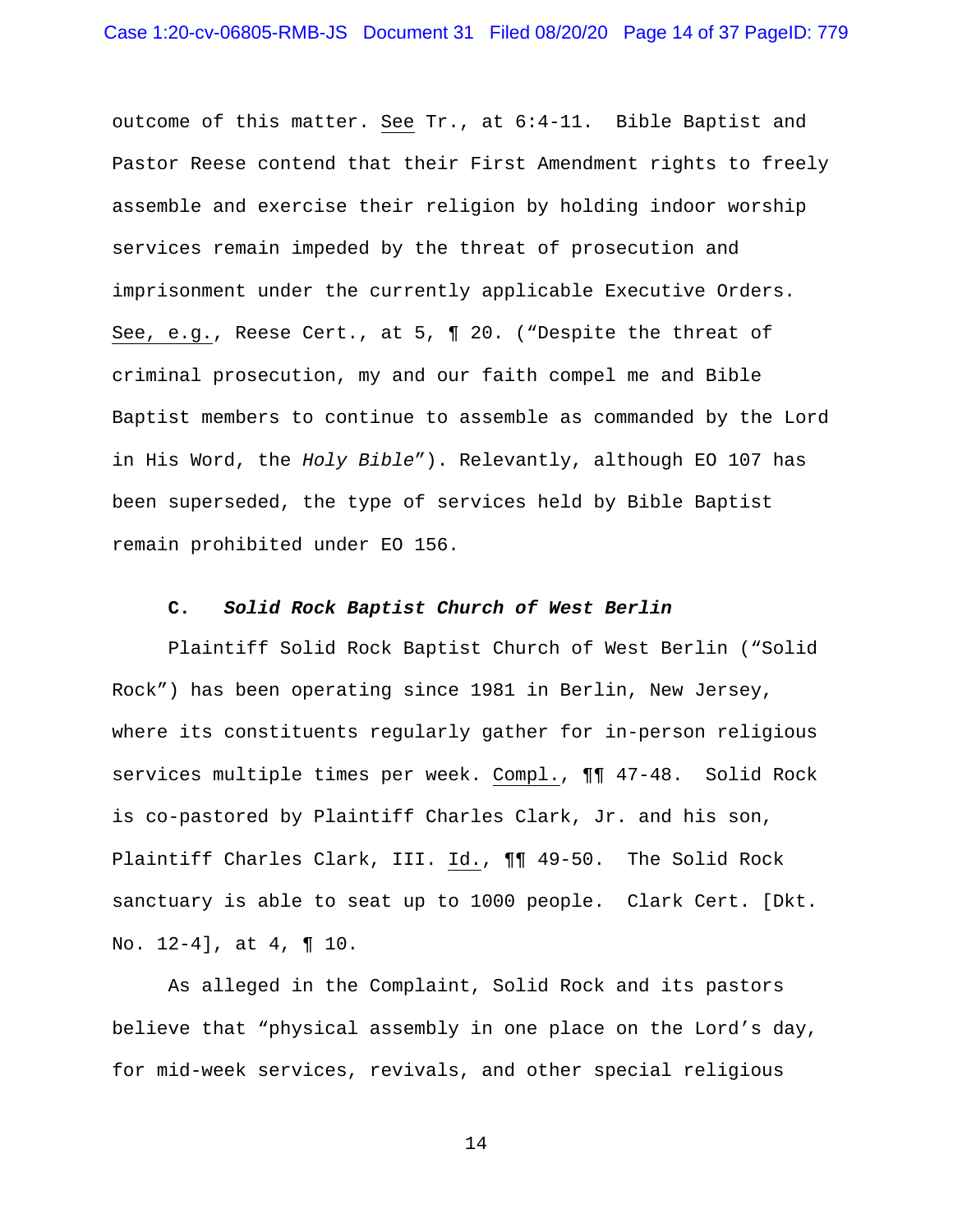outcome of this matter. See Tr., at 6:4-11. Bible Baptist and Pastor Reese contend that their First Amendment rights to freely assemble and exercise their religion by holding indoor worship services remain impeded by the threat of prosecution and imprisonment under the currently applicable Executive Orders. See, e.g., Reese Cert., at 5, ¶ 20. ("Despite the threat of criminal prosecution, my and our faith compel me and Bible Baptist members to continue to assemble as commanded by the Lord in His Word, the *Holy Bible*"). Relevantly, although EO 107 has been superseded, the type of services held by Bible Baptist remain prohibited under EO 156.

### C. *Solid Rock Baptist Church of West Berlin*

Plaintiff Solid Rock Baptist Church of West Berlin ("Solid Rock") has been operating since 1981 in Berlin, New Jersey, where its constituents regularly gather for in-person religious services multiple times per week. Compl., ¶¶ 47-48. Solid Rock is co-pastored by Plaintiff Charles Clark, Jr. and his son, Plaintiff Charles Clark, III. Id., ¶¶ 49-50. The Solid Rock sanctuary is able to seat up to 1000 people. Clark Cert. [Dkt. No. 12-4], at 4, ¶ 10.

As alleged in the Complaint, Solid Rock and its pastors believe that "physical assembly in one place on the Lord's day, for mid-week services, revivals, and other special religious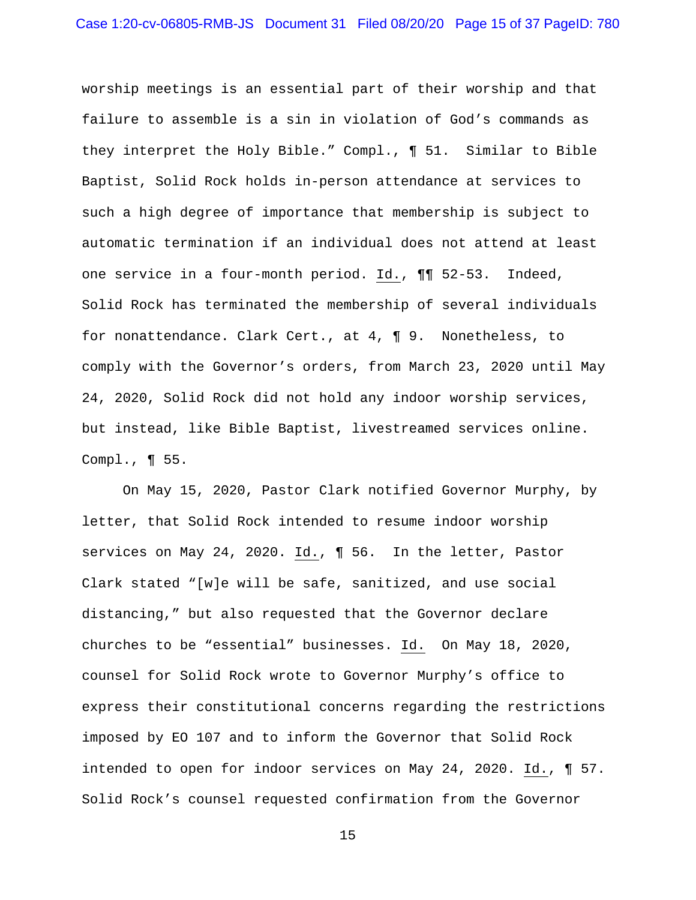worship meetings is an essential part of their worship and that failure to assemble is a sin in violation of God's commands as they interpret the Holy Bible." Compl., ¶ 51. Similar to Bible Baptist, Solid Rock holds in-person attendance at services to such a high degree of importance that membership is subject to automatic termination if an individual does not attend at least one service in a four-month period. Id., ¶¶ 52-53. Indeed, Solid Rock has terminated the membership of several individuals for nonattendance. Clark Cert., at 4, ¶ 9. Nonetheless, to comply with the Governor's orders, from March 23, 2020 until May 24, 2020, Solid Rock did not hold any indoor worship services, but instead, like Bible Baptist, livestreamed services online. Compl., ¶ 55.

On May 15, 2020, Pastor Clark notified Governor Murphy, by letter, that Solid Rock intended to resume indoor worship services on May 24, 2020. Id., ¶ 56. In the letter, Pastor Clark stated "[w]e will be safe, sanitized, and use social distancing," but also requested that the Governor declare churches to be "essential" businesses. Id. On May 18, 2020, counsel for Solid Rock wrote to Governor Murphy's office to express their constitutional concerns regarding the restrictions imposed by EO 107 and to inform the Governor that Solid Rock intended to open for indoor services on May 24, 2020. Id., ¶ 57. Solid Rock's counsel requested confirmation from the Governor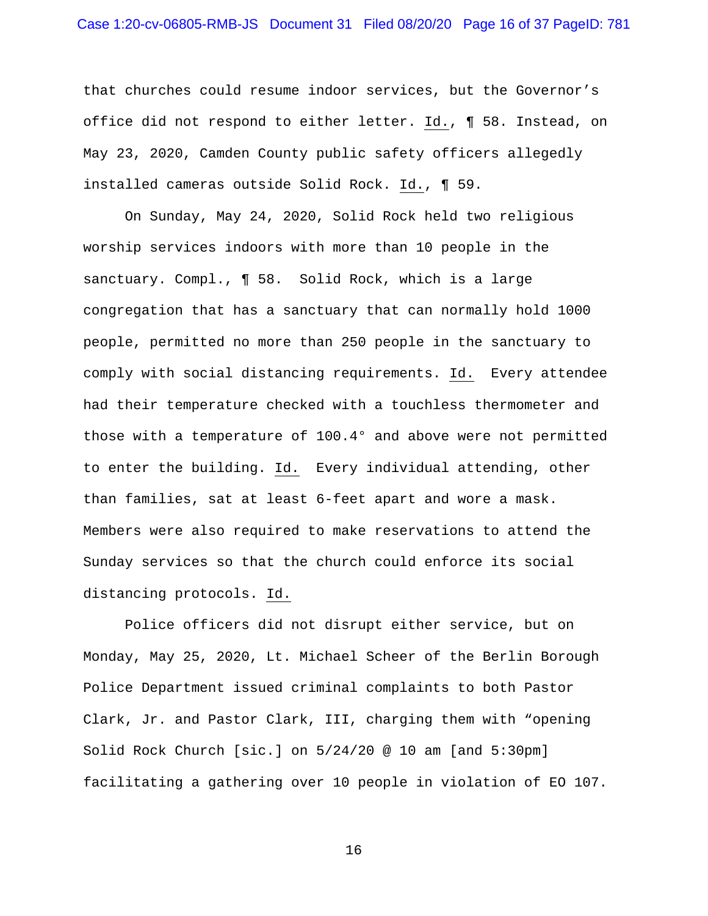that churches could resume indoor services, but the Governor's office did not respond to either letter. Id., ¶ 58. Instead, on May 23, 2020, Camden County public safety officers allegedly installed cameras outside Solid Rock. Id., ¶ 59.

On Sunday, May 24, 2020, Solid Rock held two religious worship services indoors with more than 10 people in the sanctuary. Compl., ¶ 58. Solid Rock, which is a large congregation that has a sanctuary that can normally hold 1000 people, permitted no more than 250 people in the sanctuary to comply with social distancing requirements. Id. Every attendee had their temperature checked with a touchless thermometer and those with a temperature of 100.4° and above were not permitted to enter the building. Id. Every individual attending, other than families, sat at least 6-feet apart and wore a mask. Members were also required to make reservations to attend the Sunday services so that the church could enforce its social distancing protocols. Id.

Police officers did not disrupt either service, but on Monday, May 25, 2020, Lt. Michael Scheer of the Berlin Borough Police Department issued criminal complaints to both Pastor Clark, Jr. and Pastor Clark, III, charging them with "opening Solid Rock Church [sic.] on 5/24/20 @ 10 am [and 5:30pm] facilitating a gathering over 10 people in violation of EO 107.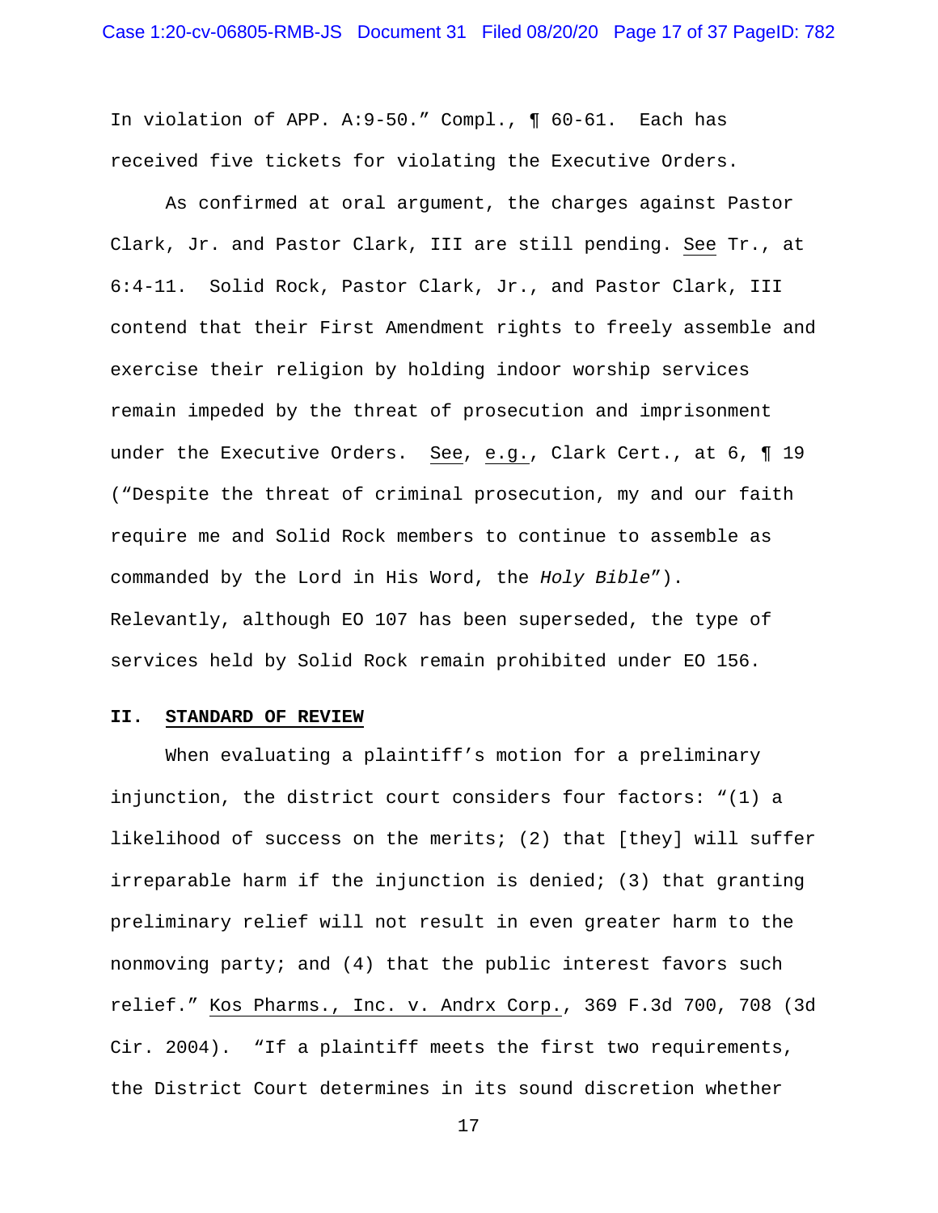In violation of APP. A:9-50." Compl., ¶ 60-61. Each has received five tickets for violating the Executive Orders.

As confirmed at oral argument, the charges against Pastor Clark, Jr. and Pastor Clark, III are still pending. See Tr., at 6:4-11. Solid Rock, Pastor Clark, Jr., and Pastor Clark, III contend that their First Amendment rights to freely assemble and exercise their religion by holding indoor worship services remain impeded by the threat of prosecution and imprisonment under the Executive Orders. See, e.g., Clark Cert., at 6, ¶ 19 ("Despite the threat of criminal prosecution, my and our faith require me and Solid Rock members to continue to assemble as commanded by the Lord in His Word, the *Holy Bible*"). Relevantly, although EO 107 has been superseded, the type of services held by Solid Rock remain prohibited under EO 156.

## II. STANDARD OF REVIEW

When evaluating a plaintiff's motion for a preliminary injunction, the district court considers four factors: "(1) a likelihood of success on the merits; (2) that [they] will suffer irreparable harm if the injunction is denied; (3) that granting preliminary relief will not result in even greater harm to the nonmoving party; and (4) that the public interest favors such relief." Kos Pharms., Inc. v. Andrx Corp., 369 F.3d 700, 708 (3d Cir. 2004). "If a plaintiff meets the first two requirements, the District Court determines in its sound discretion whether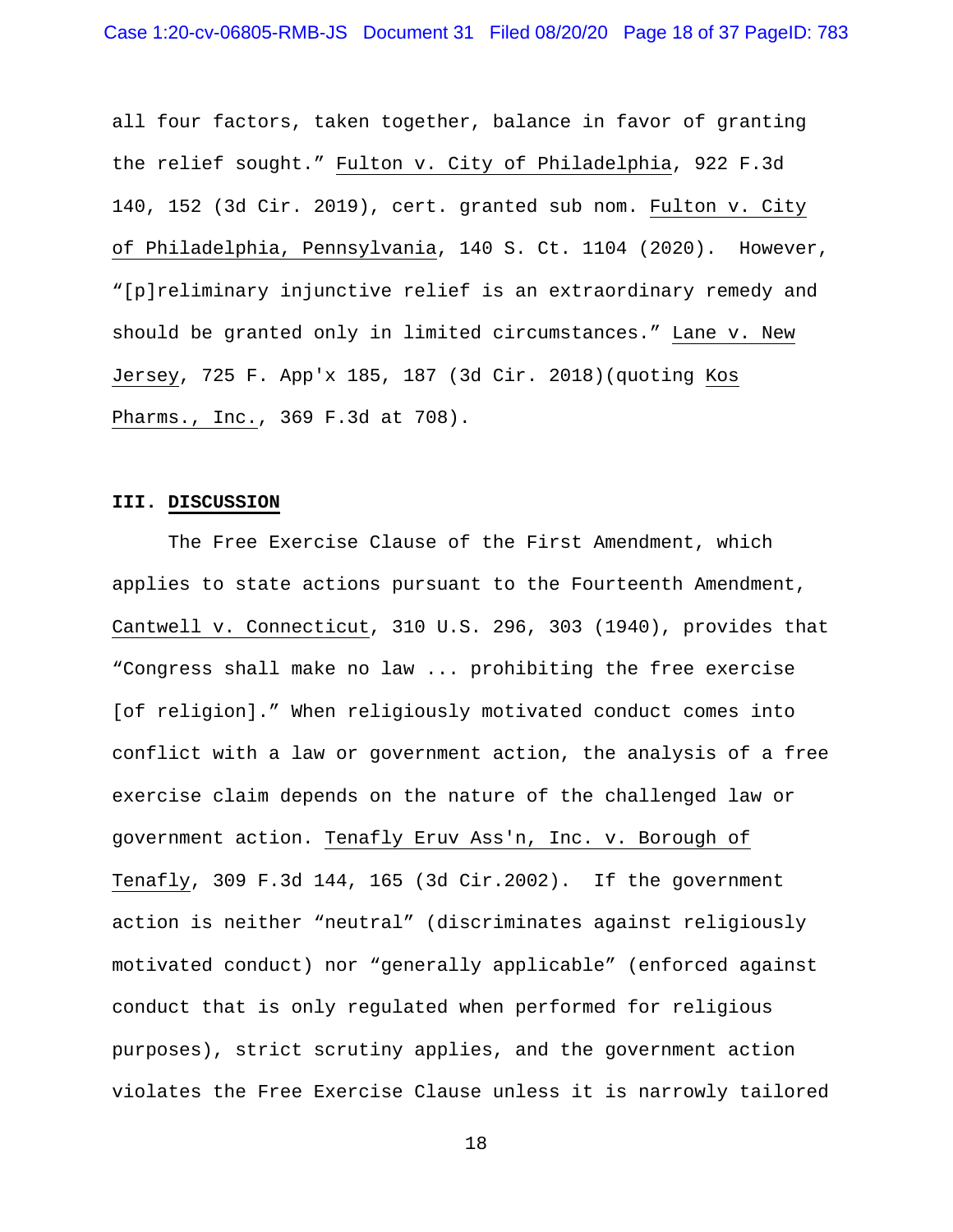all four factors, taken together, balance in favor of granting the relief sought." Fulton v. City of Philadelphia, 922 F.3d 140, 152 (3d Cir. 2019), cert. granted sub nom. Fulton v. City of Philadelphia, Pennsylvania, 140 S. Ct. 1104 (2020). However, "[p]reliminary injunctive relief is an extraordinary remedy and should be granted only in limited circumstances." Lane v. New Jersey, 725 F. App'x 185, 187 (3d Cir. 2018)(quoting Kos Pharms., Inc., 369 F.3d at 708).

## III. DISCUSSION

The Free Exercise Clause of the First Amendment, which applies to state actions pursuant to the Fourteenth Amendment, Cantwell v. Connecticut, 310 U.S. 296, 303 (1940), provides that "Congress shall make no law ... prohibiting the free exercise [of religion]." When religiously motivated conduct comes into conflict with a law or government action, the analysis of a free exercise claim depends on the nature of the challenged law or government action. Tenafly Eruv Ass'n, Inc. v. Borough of Tenafly, 309 F.3d 144, 165 (3d Cir.2002). If the government action is neither "neutral" (discriminates against religiously motivated conduct) nor "generally applicable" (enforced against conduct that is only regulated when performed for religious purposes), strict scrutiny applies, and the government action violates the Free Exercise Clause unless it is narrowly tailored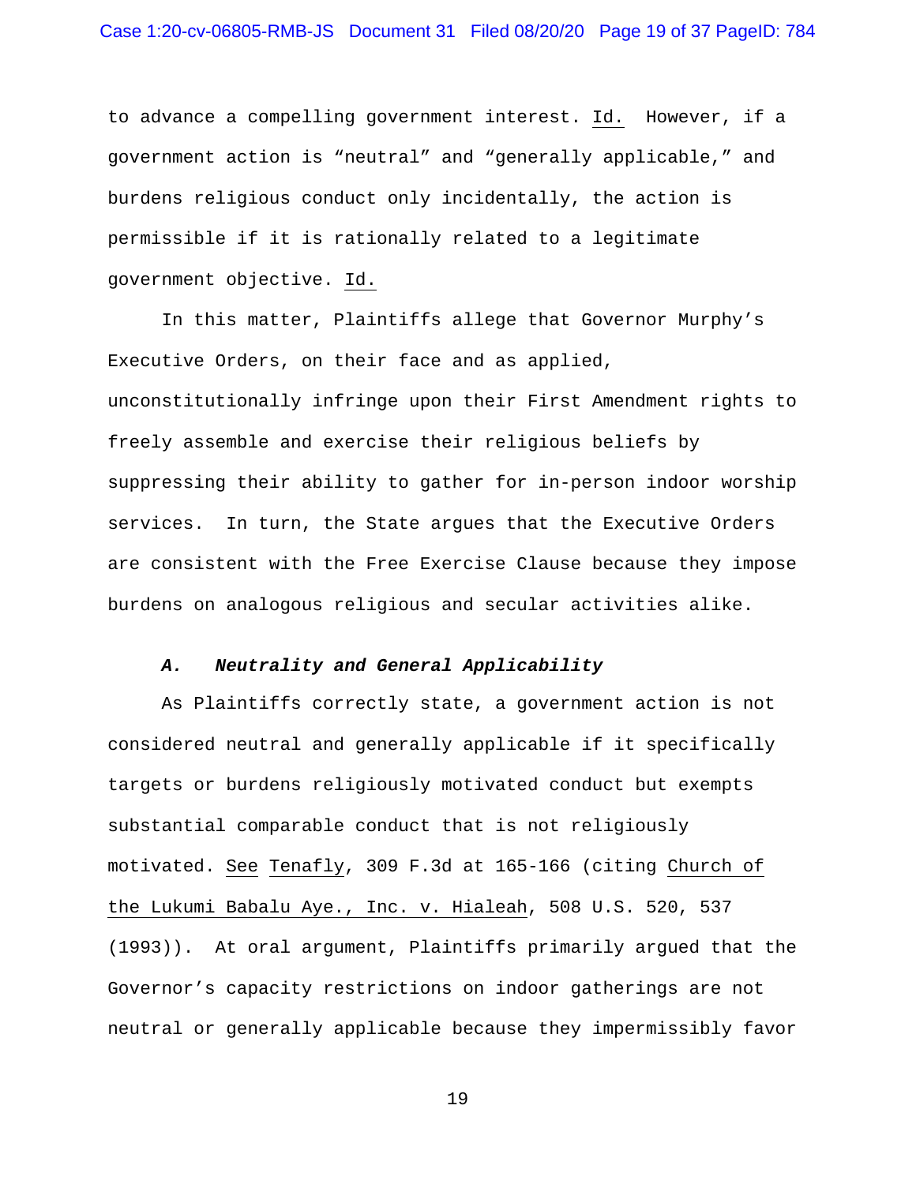to advance a compelling government interest. Id. However, if a government action is "neutral" and "generally applicable," and burdens religious conduct only incidentally, the action is permissible if it is rationally related to a legitimate government objective. Id.

In this matter, Plaintiffs allege that Governor Murphy's Executive Orders, on their face and as applied, unconstitutionally infringe upon their First Amendment rights to freely assemble and exercise their religious beliefs by suppressing their ability to gather for in-person indoor worship services. In turn, the State argues that the Executive Orders are consistent with the Free Exercise Clause because they impose burdens on analogous religious and secular activities alike.

### *A. Neutrality and General Applicability*

As Plaintiffs correctly state, a government action is not considered neutral and generally applicable if it specifically targets or burdens religiously motivated conduct but exempts substantial comparable conduct that is not religiously motivated. See Tenafly, 309 F.3d at 165-166 (citing Church of the Lukumi Babalu Aye., Inc. v. Hialeah, 508 U.S. 520, 537 (1993)). At oral argument, Plaintiffs primarily argued that the Governor's capacity restrictions on indoor gatherings are not neutral or generally applicable because they impermissibly favor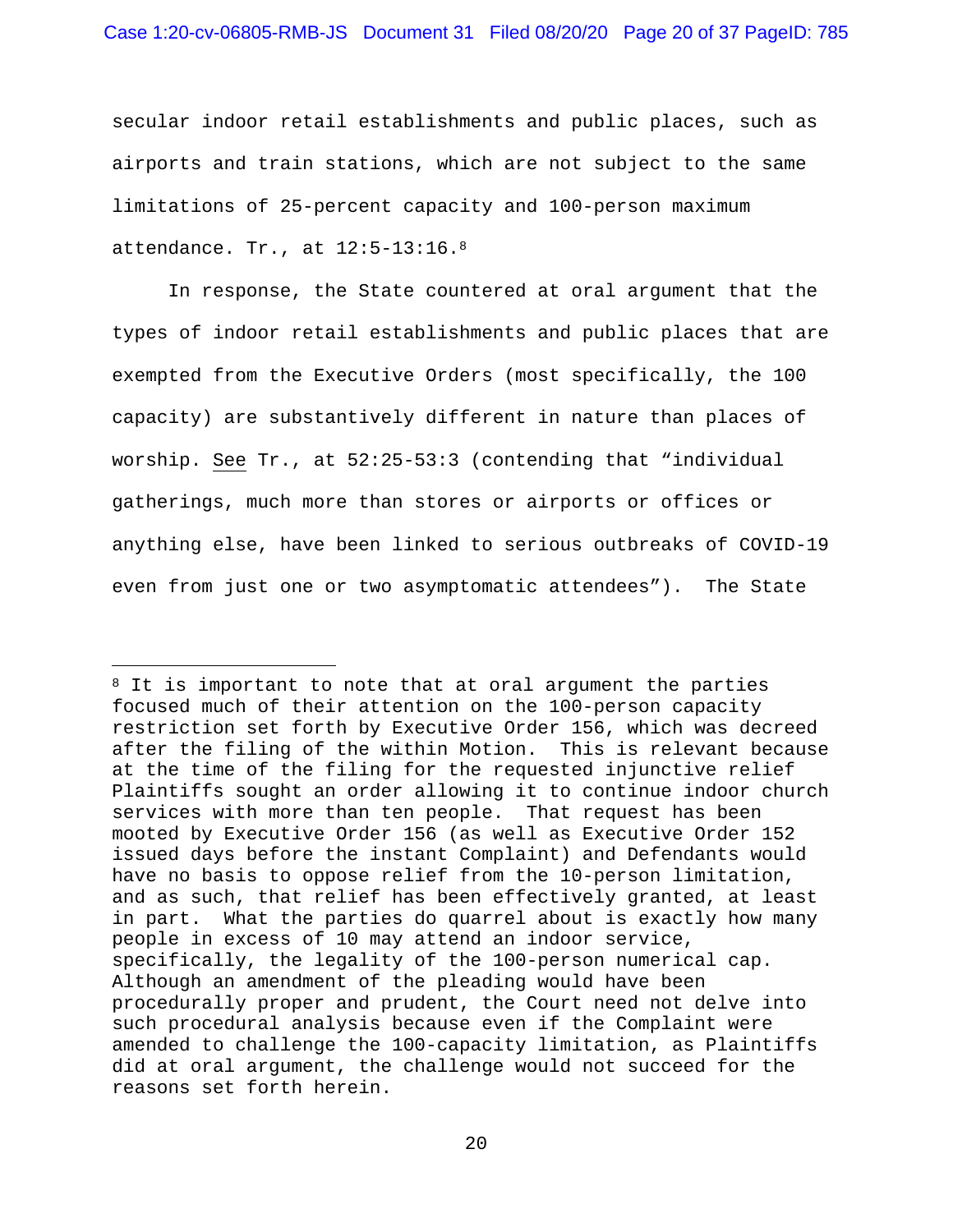secular indoor retail establishments and public places, such as airports and train stations, which are not subject to the same limitations of 25-percent capacity and 100-person maximum attendance. Tr., at 12:5-13:16.[8]

In response, the State countered at oral argument that the types of indoor retail establishments and public places that are exempted from the Executive Orders (most specifically, the 100 capacity) are substantively different in nature than places of worship. See Tr., at 52:25-53:3 (contending that "individual gatherings, much more than stores or airports or offices or anything else, have been linked to serious outbreaks of COVID-19 even from just one or two asymptomatic attendees"). The State

---

[8] It is important to note that at oral argument the parties focused much of their attention on the 100-person capacity restriction set forth by Executive Order 156, which was decreed after the filing of the within Motion. This is relevant because at the time of the filing for the requested injunctive relief Plaintiffs sought an order allowing it to continue indoor church services with more than ten people. That request has been mooted by Executive Order 156 (as well as Executive Order 152 issued days before the instant Complaint) and Defendants would have no basis to oppose relief from the 10-person limitation, and as such, that relief has been effectively granted, at least in part. What the parties do quarrel about is exactly how many people in excess of 10 may attend an indoor service, specifically, the legality of the 100-person numerical cap. Although an amendment of the pleading would have been procedurally proper and prudent, the Court need not delve into such procedural analysis because even if the Complaint were amended to challenge the 100-capacity limitation, as Plaintiffs did at oral argument, the challenge would not succeed for the reasons set forth herein.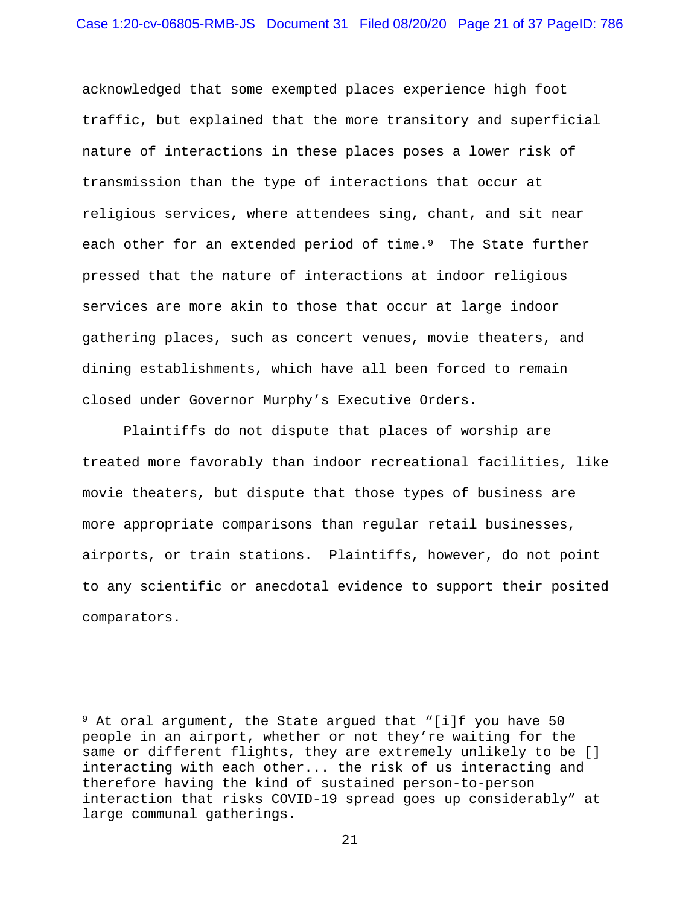acknowledged that some exempted places experience high foot traffic, but explained that the more transitory and superficial nature of interactions in these places poses a lower risk of transmission than the type of interactions that occur at religious services, where attendees sing, chant, and sit near each other for an extended period of time.[9] The State further pressed that the nature of interactions at indoor religious services are more akin to those that occur at large indoor gathering places, such as concert venues, movie theaters, and dining establishments, which have all been forced to remain closed under Governor Murphy's Executive Orders.

Plaintiffs do not dispute that places of worship are treated more favorably than indoor recreational facilities, like movie theaters, but dispute that those types of business are more appropriate comparisons than regular retail businesses, airports, or train stations. Plaintiffs, however, do not point to any scientific or anecdotal evidence to support their posited comparators.

---

[9] At oral argument, the State argued that "[i]f you have 50 people in an airport, whether or not they're waiting for the same or different flights, they are extremely unlikely to be [] interacting with each other... the risk of us interacting and therefore having the kind of sustained person-to-person interaction that risks COVID-19 spread goes up considerably" at large communal gatherings.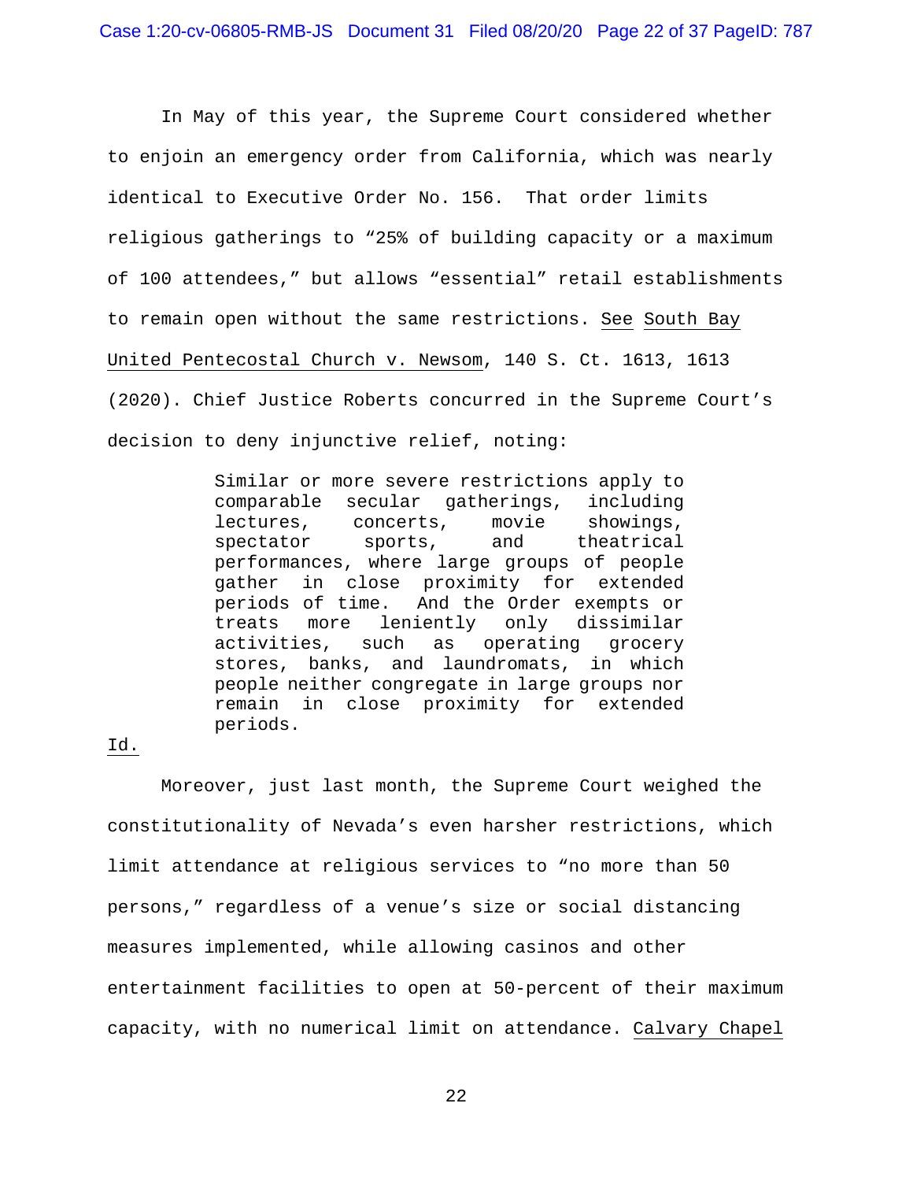In May of this year, the Supreme Court considered whether to enjoin an emergency order from California, which was nearly identical to Executive Order No. 156. That order limits religious gatherings to "25% of building capacity or a maximum of 100 attendees," but allows "essential" retail establishments to remain open without the same restrictions. See South Bay United Pentecostal Church v. Newsom, 140 S. Ct. 1613, 1613 (2020). Chief Justice Roberts concurred in the Supreme Court's decision to deny injunctive relief, noting:

> Similar or more severe restrictions apply to comparable secular gatherings, including lectures, concerts, movie showings, spectator sports, and theatrical performances, where large groups of people gather in close proximity for extended periods of time. And the Order exempts or treats more leniently only dissimilar activities, such as operating grocery stores, banks, and laundromats, in which people neither congregate in large groups nor remain in close proximity for extended periods.

Id.

Moreover, just last month, the Supreme Court weighed the constitutionality of Nevada's even harsher restrictions, which limit attendance at religious services to "no more than 50 persons," regardless of a venue's size or social distancing measures implemented, while allowing casinos and other entertainment facilities to open at 50-percent of their maximum capacity, with no numerical limit on attendance. Calvary Chapel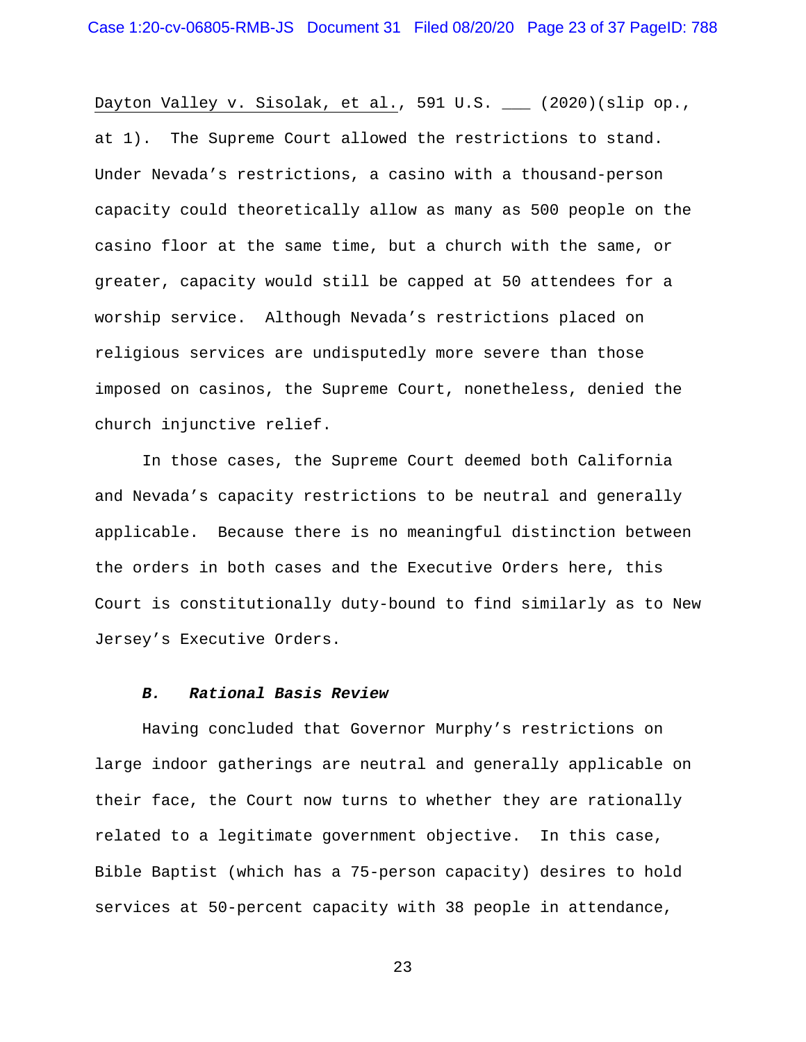Dayton Valley v. Sisolak, et al., 591 U.S. ___ (2020)(slip op., at 1). The Supreme Court allowed the restrictions to stand. Under Nevada's restrictions, a casino with a thousand-person capacity could theoretically allow as many as 500 people on the casino floor at the same time, but a church with the same, or greater, capacity would still be capped at 50 attendees for a worship service. Although Nevada's restrictions placed on religious services are undisputedly more severe than those imposed on casinos, the Supreme Court, nonetheless, denied the church injunctive relief.

In those cases, the Supreme Court deemed both California and Nevada's capacity restrictions to be neutral and generally applicable. Because there is no meaningful distinction between the orders in both cases and the Executive Orders here, this Court is constitutionally duty-bound to find similarly as to New Jersey's Executive Orders.

### *B. Rational Basis Review*

Having concluded that Governor Murphy's restrictions on large indoor gatherings are neutral and generally applicable on their face, the Court now turns to whether they are rationally related to a legitimate government objective. In this case, Bible Baptist (which has a 75-person capacity) desires to hold services at 50-percent capacity with 38 people in attendance,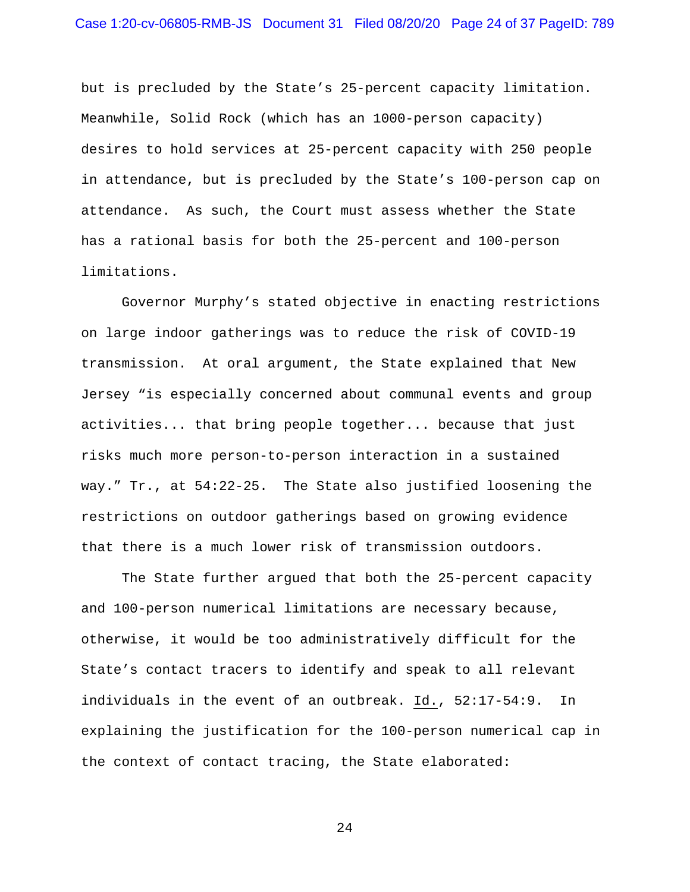but is precluded by the State's 25-percent capacity limitation. Meanwhile, Solid Rock (which has an 1000-person capacity) desires to hold services at 25-percent capacity with 250 people in attendance, but is precluded by the State's 100-person cap on attendance. As such, the Court must assess whether the State has a rational basis for both the 25-percent and 100-person limitations.

Governor Murphy's stated objective in enacting restrictions on large indoor gatherings was to reduce the risk of COVID-19 transmission. At oral argument, the State explained that New Jersey "is especially concerned about communal events and group activities... that bring people together... because that just risks much more person-to-person interaction in a sustained way." Tr., at 54:22-25. The State also justified loosening the restrictions on outdoor gatherings based on growing evidence that there is a much lower risk of transmission outdoors.

The State further argued that both the 25-percent capacity and 100-person numerical limitations are necessary because, otherwise, it would be too administratively difficult for the State's contact tracers to identify and speak to all relevant individuals in the event of an outbreak. Id., 52:17-54:9. In explaining the justification for the 100-person numerical cap in the context of contact tracing, the State elaborated: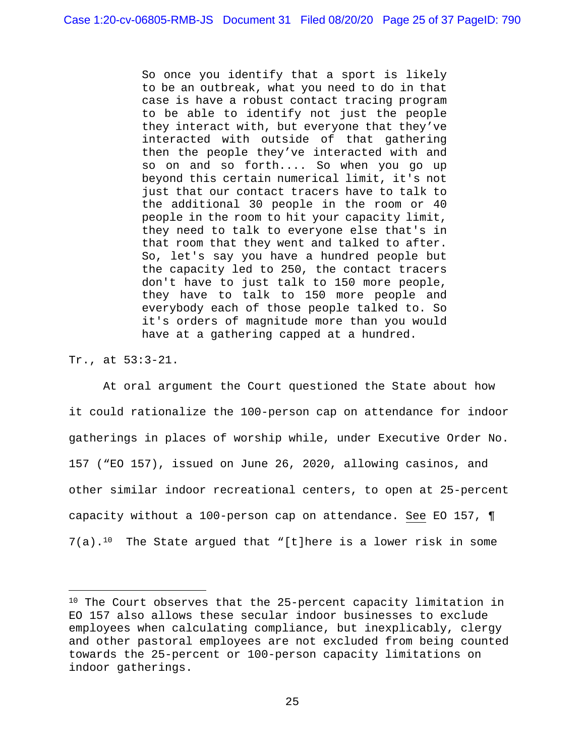> So once you identify that a sport is likely to be an outbreak, what you need to do in that case is have a robust contact tracing program to be able to identify not just the people they interact with, but everyone that they've interacted with outside of that gathering then the people they've interacted with and so on and so forth.... So when you go up beyond this certain numerical limit, it's not just that our contact tracers have to talk to the additional 30 people in the room or 40 people in the room to hit your capacity limit, they need to talk to everyone else that's in that room that they went and talked to after. So, let's say you have a hundred people but the capacity led to 250, the contact tracers don't have to just talk to 150 more people, they have to talk to 150 more people and everybody each of those people talked to. So it's orders of magnitude more than you would have at a gathering capped at a hundred.

Tr., at 53:3-21.

At oral argument the Court questioned the State about how it could rationalize the 100-person cap on attendance for indoor gatherings in places of worship while, under Executive Order No. 157 ("EO 157), issued on June 26, 2020, allowing casinos, and other similar indoor recreational centers, to open at 25-percent capacity without a 100-person cap on attendance. See EO 157, ¶ 7(a).[10] The State argued that "[t]here is a lower risk in some

---

[10] The Court observes that the 25-percent capacity limitation in EO 157 also allows these secular indoor businesses to exclude employees when calculating compliance, but inexplicably, clergy and other pastoral employees are not excluded from being counted towards the 25-percent or 100-person capacity limitations on indoor gatherings.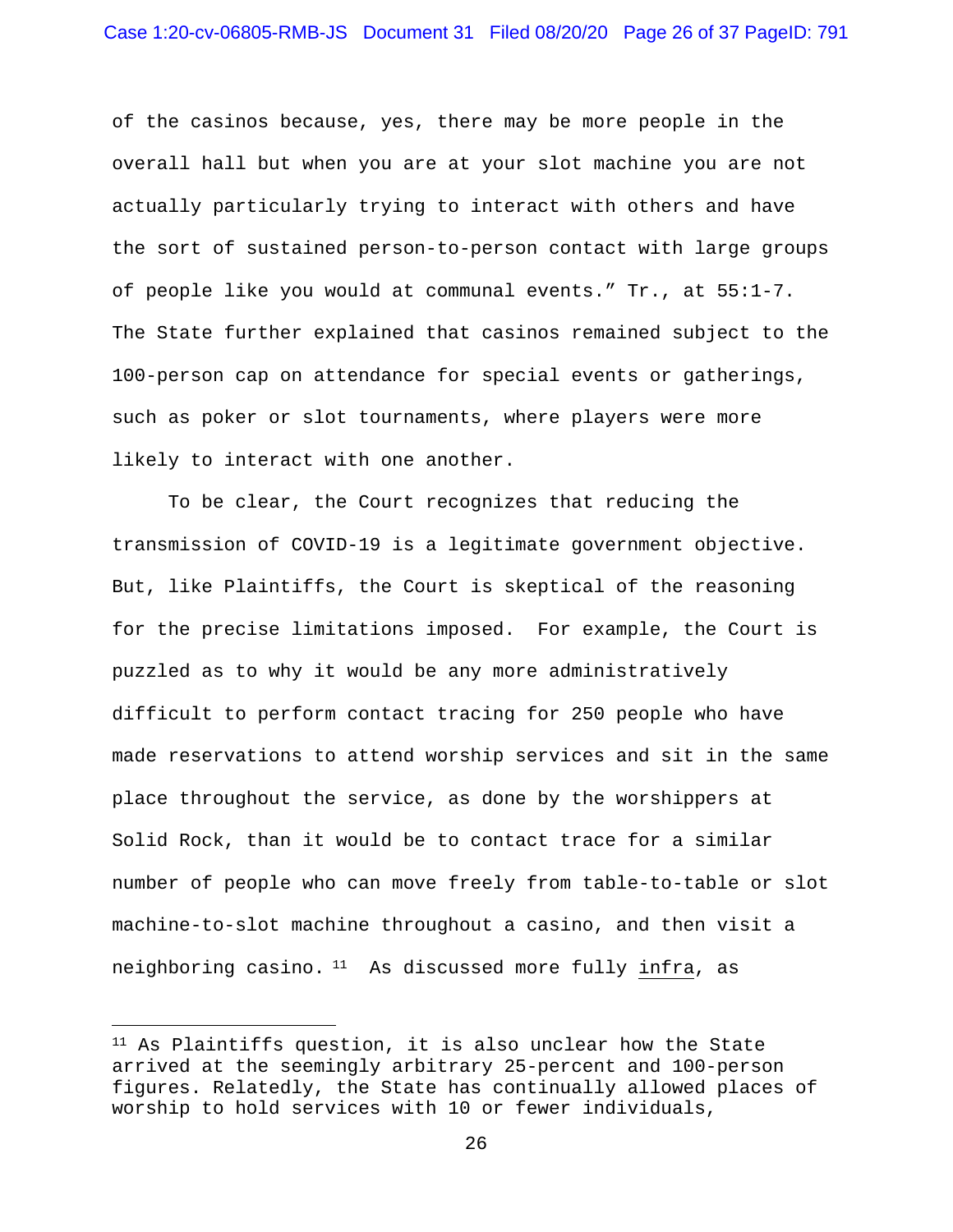of the casinos because, yes, there may be more people in the overall hall but when you are at your slot machine you are not actually particularly trying to interact with others and have the sort of sustained person-to-person contact with large groups of people like you would at communal events." Tr., at 55:1-7. The State further explained that casinos remained subject to the 100-person cap on attendance for special events or gatherings, such as poker or slot tournaments, where players were more likely to interact with one another.

To be clear, the Court recognizes that reducing the transmission of COVID-19 is a legitimate government objective. But, like Plaintiffs, the Court is skeptical of the reasoning for the precise limitations imposed. For example, the Court is puzzled as to why it would be any more administratively difficult to perform contact tracing for 250 people who have made reservations to attend worship services and sit in the same place throughout the service, as done by the worshippers at Solid Rock, than it would be to contact trace for a similar number of people who can move freely from table-to-table or slot machine-to-slot machine throughout a casino, and then visit a neighboring casino.[11] As discussed more fully <u>infra</u>, as

---

[11] As Plaintiffs question, it is also unclear how the State arrived at the seemingly arbitrary 25-percent and 100-person figures. Relatedly, the State has continually allowed places of worship to hold services with 10 or fewer individuals,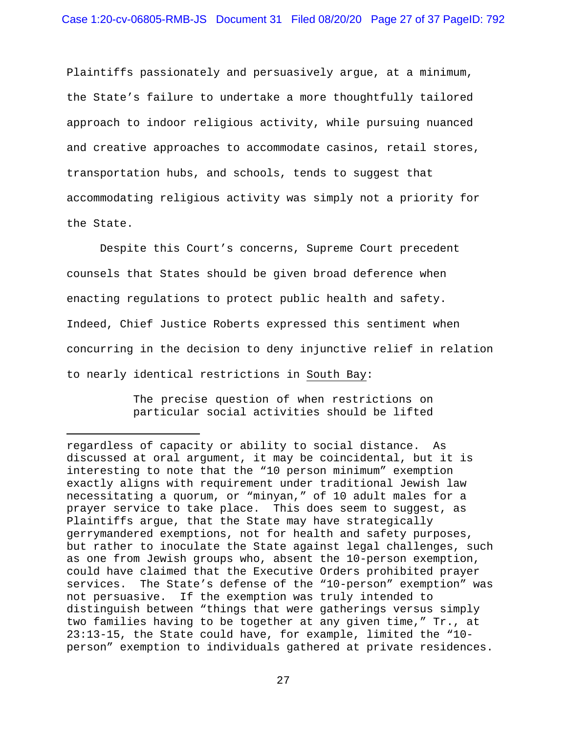Plaintiffs passionately and persuasively argue, at a minimum, the State's failure to undertake a more thoughtfully tailored approach to indoor religious activity, while pursuing nuanced and creative approaches to accommodate casinos, retail stores, transportation hubs, and schools, tends to suggest that accommodating religious activity was simply not a priority for the State.

Despite this Court's concerns, Supreme Court precedent counsels that States should be given broad deference when enacting regulations to protect public health and safety. Indeed, Chief Justice Roberts expressed this sentiment when concurring in the decision to deny injunctive relief in relation to nearly identical restrictions in South Bay:

> The precise question of when restrictions on particular social activities should be lifted

---

regardless of capacity or ability to social distance. As discussed at oral argument, it may be coincidental, but it is interesting to note that the "10 person minimum" exemption exactly aligns with requirement under traditional Jewish law necessitating a quorum, or "minyan," of 10 adult males for a prayer service to take place. This does seem to suggest, as Plaintiffs argue, that the State may have strategically gerrymandered exemptions, not for health and safety purposes, but rather to inoculate the State against legal challenges, such as one from Jewish groups who, absent the 10-person exemption, could have claimed that the Executive Orders prohibited prayer services. The State's defense of the "10-person" exemption" was not persuasive. If the exemption was truly intended to distinguish between "things that were gatherings versus simply two families having to be together at any given time," Tr., at 23:13-15, the State could have, for example, limited the "10-person" exemption to individuals gathered at private residences.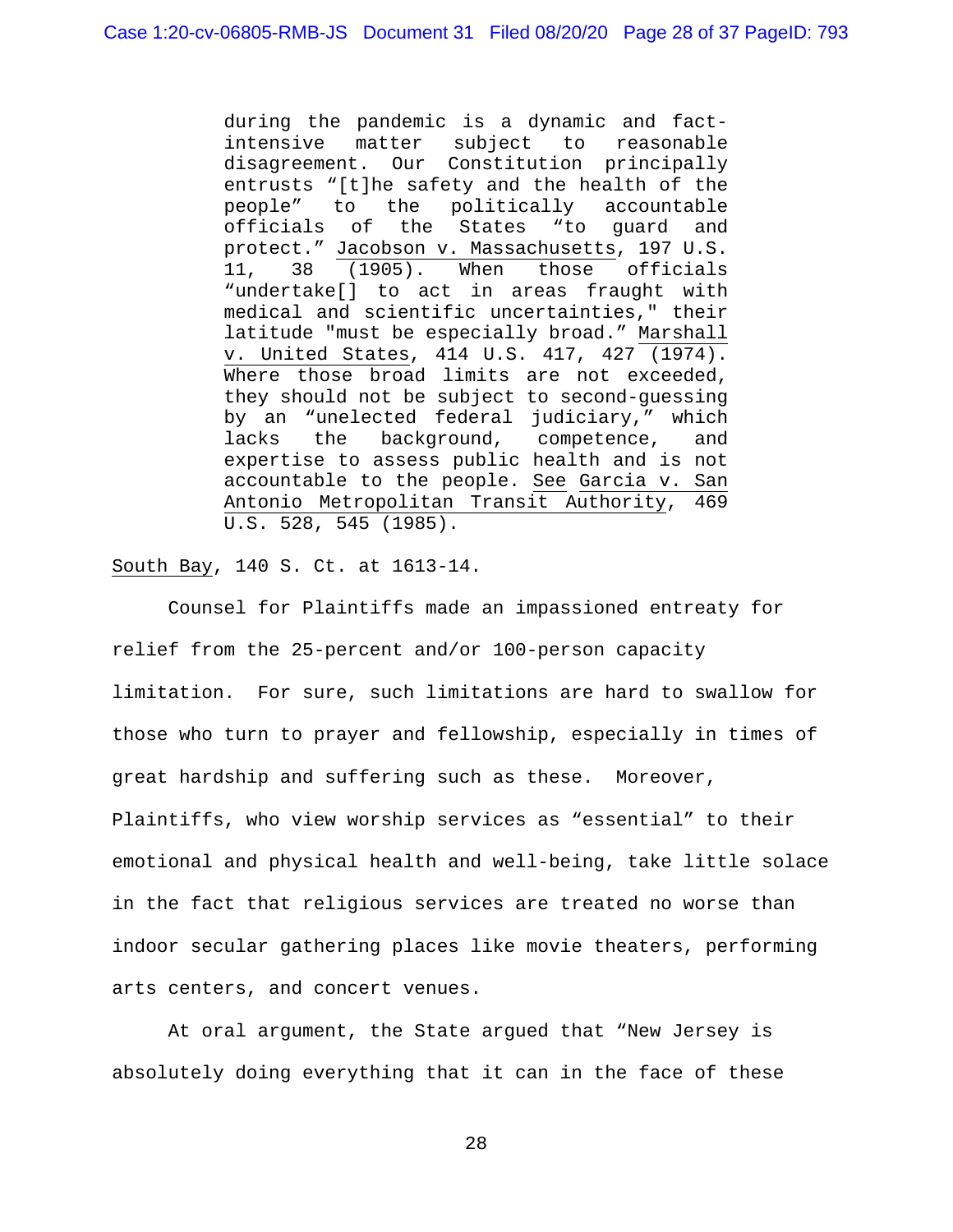> during the pandemic is a dynamic and fact-intensive matter subject to reasonable disagreement. Our Constitution principally entrusts "[t]he safety and the health of the people" to the politically accountable officials of the States "to guard and protect." Jacobson v. Massachusetts, 197 U.S. 11, 38 (1905). When those officials "undertake[] to act in areas fraught with medical and scientific uncertainties," their latitude "must be especially broad." Marshall v. United States, 414 U.S. 417, 427 (1974). Where those broad limits are not exceeded, they should not be subject to second-guessing by an "unelected federal judiciary," which lacks the background, competence, and expertise to assess public health and is not accountable to the people. See Garcia v. San Antonio Metropolitan Transit Authority, 469 U.S. 528, 545 (1985).

South Bay, 140 S. Ct. at 1613-14.

Counsel for Plaintiffs made an impassioned entreaty for relief from the 25-percent and/or 100-person capacity limitation. For sure, such limitations are hard to swallow for those who turn to prayer and fellowship, especially in times of great hardship and suffering such as these. Moreover, Plaintiffs, who view worship services as "essential" to their emotional and physical health and well-being, take little solace in the fact that religious services are treated no worse than indoor secular gathering places like movie theaters, performing arts centers, and concert venues.

At oral argument, the State argued that "New Jersey is absolutely doing everything that it can in the face of these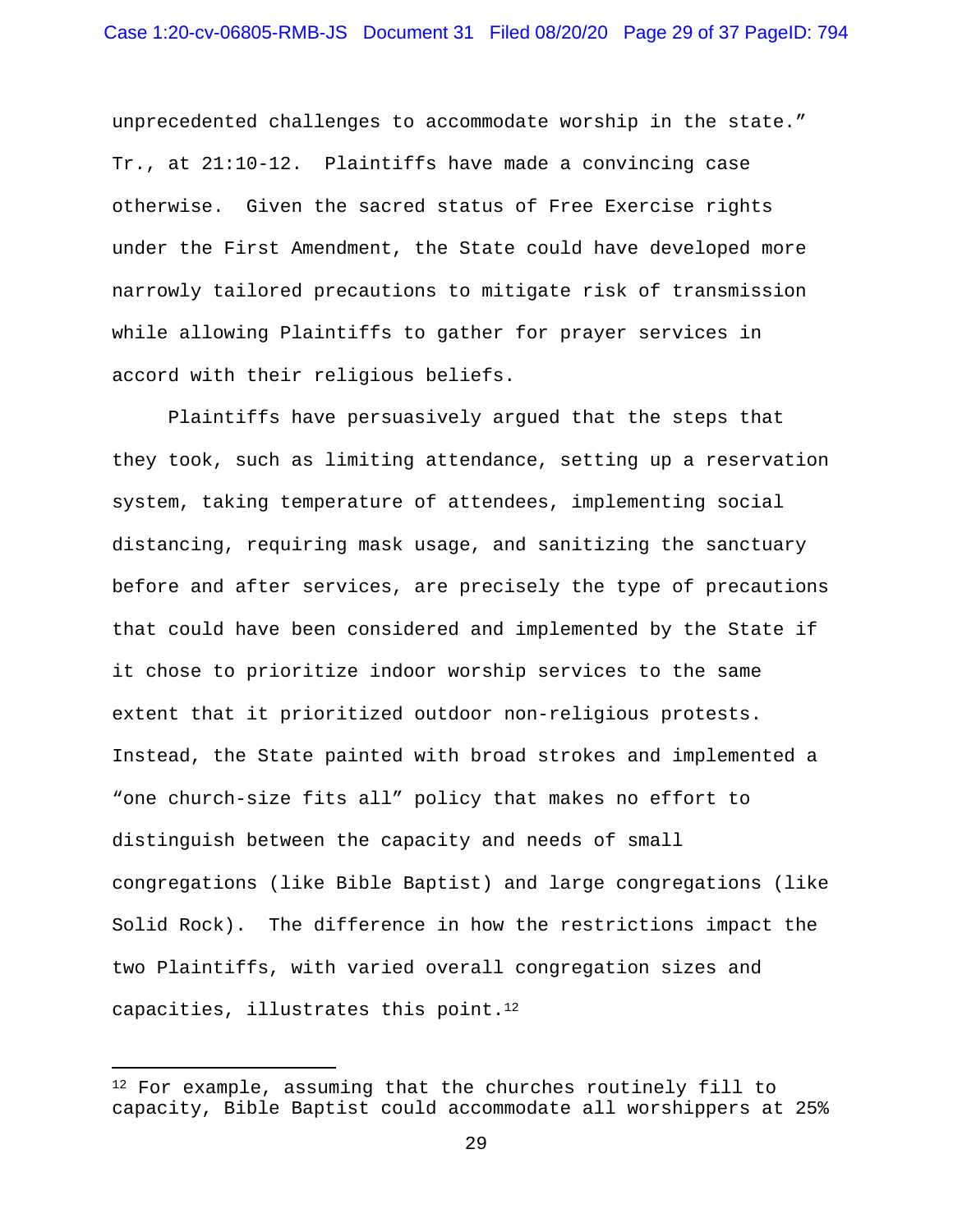unprecedented challenges to accommodate worship in the state." Tr., at 21:10-12. Plaintiffs have made a convincing case otherwise. Given the sacred status of Free Exercise rights under the First Amendment, the State could have developed more narrowly tailored precautions to mitigate risk of transmission while allowing Plaintiffs to gather for prayer services in accord with their religious beliefs.

Plaintiffs have persuasively argued that the steps that they took, such as limiting attendance, setting up a reservation system, taking temperature of attendees, implementing social distancing, requiring mask usage, and sanitizing the sanctuary before and after services, are precisely the type of precautions that could have been considered and implemented by the State if it chose to prioritize indoor worship services to the same extent that it prioritized outdoor non-religious protests. Instead, the State painted with broad strokes and implemented a "one church-size fits all" policy that makes no effort to distinguish between the capacity and needs of small congregations (like Bible Baptist) and large congregations (like Solid Rock). The difference in how the restrictions impact the two Plaintiffs, with varied overall congregation sizes and capacities, illustrates this point.[12]

---

[12] For example, assuming that the churches routinely fill to capacity, Bible Baptist could accommodate all worshippers at 25%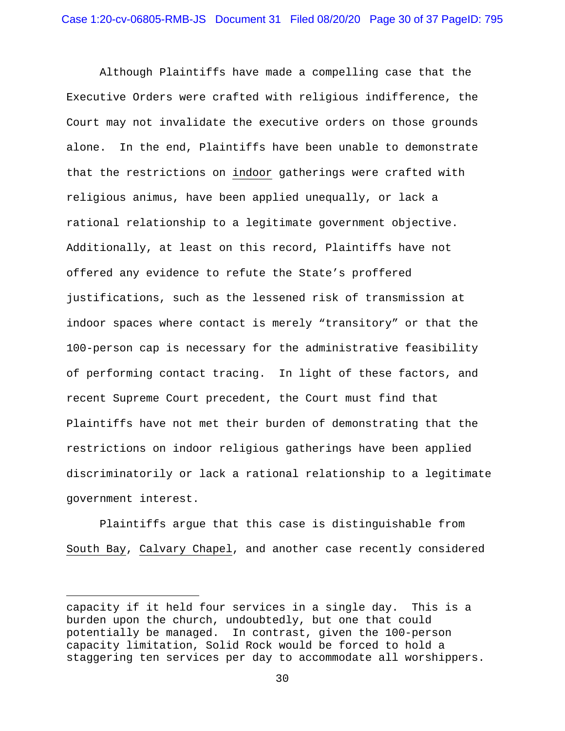Although Plaintiffs have made a compelling case that the Executive Orders were crafted with religious indifference, the Court may not invalidate the executive orders on those grounds alone. In the end, Plaintiffs have been unable to demonstrate that the restrictions on indoor gatherings were crafted with religious animus, have been applied unequally, or lack a rational relationship to a legitimate government objective. Additionally, at least on this record, Plaintiffs have not offered any evidence to refute the State's proffered justifications, such as the lessened risk of transmission at indoor spaces where contact is merely "transitory" or that the 100-person cap is necessary for the administrative feasibility of performing contact tracing. In light of these factors, and recent Supreme Court precedent, the Court must find that Plaintiffs have not met their burden of demonstrating that the restrictions on indoor religious gatherings have been applied discriminatorily or lack a rational relationship to a legitimate government interest.

Plaintiffs argue that this case is distinguishable from South Bay, Calvary Chapel, and another case recently considered

---

capacity if it held four services in a single day. This is a burden upon the church, undoubtedly, but one that could potentially be managed. In contrast, given the 100-person capacity limitation, Solid Rock would be forced to hold a staggering ten services per day to accommodate all worshippers.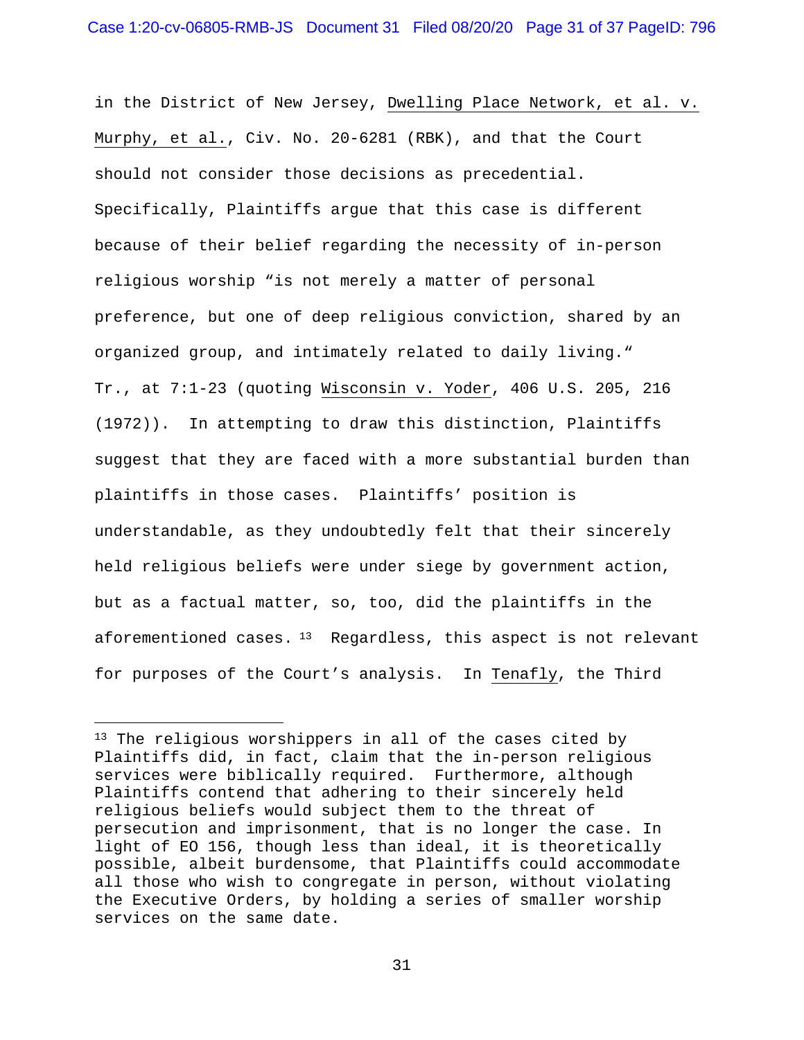in the District of New Jersey, Dwelling Place Network, et al. v. Murphy, et al., Civ. No. 20-6281 (RBK), and that the Court should not consider those decisions as precedential. Specifically, Plaintiffs argue that this case is different because of their belief regarding the necessity of in-person religious worship "is not merely a matter of personal preference, but one of deep religious conviction, shared by an organized group, and intimately related to daily living." Tr., at 7:1-23 (quoting Wisconsin v. Yoder, 406 U.S. 205, 216 (1972)). In attempting to draw this distinction, Plaintiffs suggest that they are faced with a more substantial burden than plaintiffs in those cases. Plaintiffs' position is understandable, as they undoubtedly felt that their sincerely held religious beliefs were under siege by government action, but as a factual matter, so, too, did the plaintiffs in the aforementioned cases.[13] Regardless, this aspect is not relevant for purposes of the Court's analysis. In Tenafly, the Third

---

[13] The religious worshippers in all of the cases cited by Plaintiffs did, in fact, claim that the in-person religious services were biblically required. Furthermore, although Plaintiffs contend that adhering to their sincerely held religious beliefs would subject them to the threat of persecution and imprisonment, that is no longer the case. In light of EO 156, though less than ideal, it is theoretically possible, albeit burdensome, that Plaintiffs could accommodate all those who wish to congregate in person, without violating the Executive Orders, by holding a series of smaller worship services on the same date.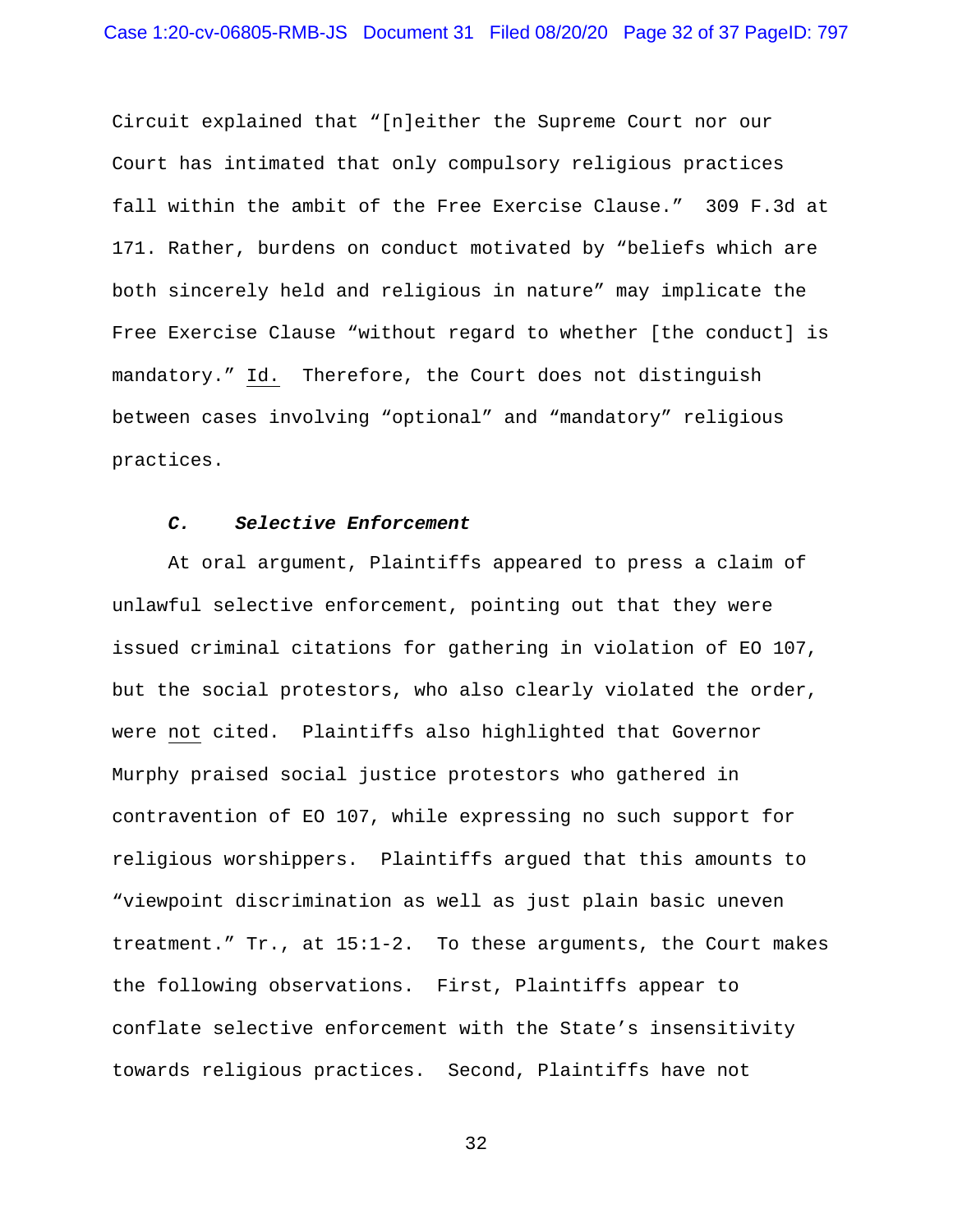Circuit explained that "[n]either the Supreme Court nor our Court has intimated that only compulsory religious practices fall within the ambit of the Free Exercise Clause." 309 F.3d at 171. Rather, burdens on conduct motivated by "beliefs which are both sincerely held and religious in nature" may implicate the Free Exercise Clause "without regard to whether [the conduct] is mandatory." Id. Therefore, the Court does not distinguish between cases involving "optional" and "mandatory" religious practices.

### ***C. Selective Enforcement***

At oral argument, Plaintiffs appeared to press a claim of unlawful selective enforcement, pointing out that they were issued criminal citations for gathering in violation of EO 107, but the social protestors, who also clearly violated the order, were not cited. Plaintiffs also highlighted that Governor Murphy praised social justice protestors who gathered in contravention of EO 107, while expressing no such support for religious worshippers. Plaintiffs argued that this amounts to "viewpoint discrimination as well as just plain basic uneven treatment." Tr., at 15:1-2. To these arguments, the Court makes the following observations. First, Plaintiffs appear to conflate selective enforcement with the State's insensitivity towards religious practices. Second, Plaintiffs have not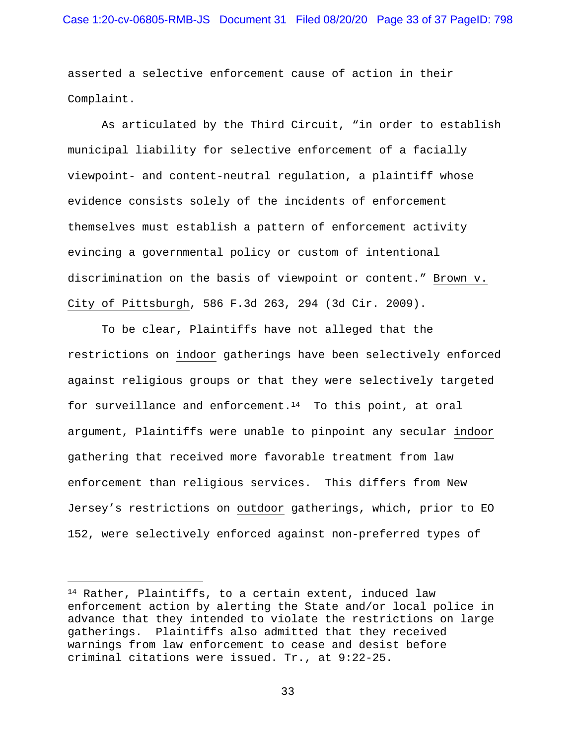asserted a selective enforcement cause of action in their Complaint.

As articulated by the Third Circuit, "in order to establish municipal liability for selective enforcement of a facially viewpoint- and content-neutral regulation, a plaintiff whose evidence consists solely of the incidents of enforcement themselves must establish a pattern of enforcement activity evincing a governmental policy or custom of intentional discrimination on the basis of viewpoint or content." Brown v. City of Pittsburgh, 586 F.3d 263, 294 (3d Cir. 2009).

To be clear, Plaintiffs have not alleged that the restrictions on indoor gatherings have been selectively enforced against religious groups or that they were selectively targeted for surveillance and enforcement.[14] To this point, at oral argument, Plaintiffs were unable to pinpoint any secular indoor gathering that received more favorable treatment from law enforcement than religious services. This differs from New Jersey's restrictions on outdoor gatherings, which, prior to EO 152, were selectively enforced against non-preferred types of

---

[14] Rather, Plaintiffs, to a certain extent, induced law enforcement action by alerting the State and/or local police in advance that they intended to violate the restrictions on large gatherings. Plaintiffs also admitted that they received warnings from law enforcement to cease and desist before criminal citations were issued. Tr., at 9:22-25.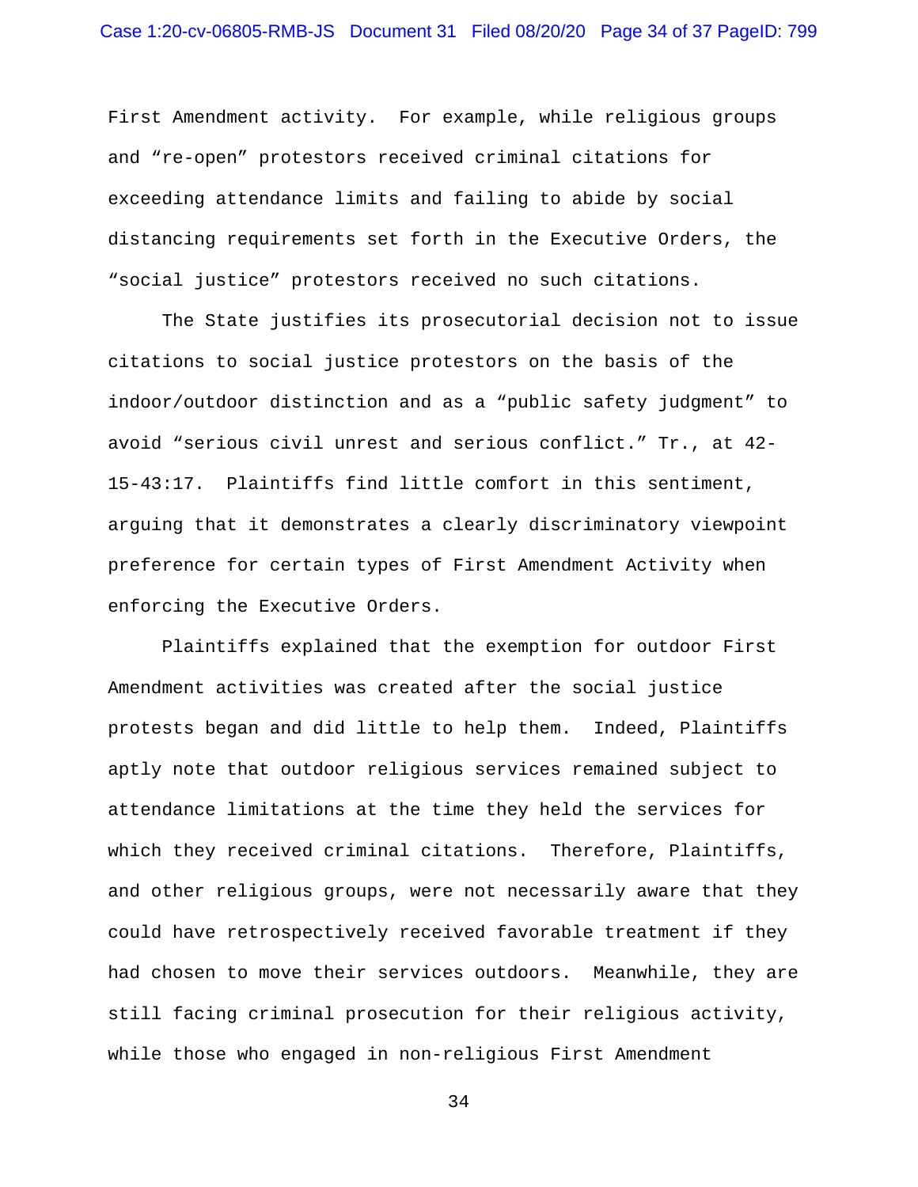First Amendment activity. For example, while religious groups and "re-open" protestors received criminal citations for exceeding attendance limits and failing to abide by social distancing requirements set forth in the Executive Orders, the "social justice" protestors received no such citations.

The State justifies its prosecutorial decision not to issue citations to social justice protestors on the basis of the indoor/outdoor distinction and as a "public safety judgment" to avoid "serious civil unrest and serious conflict." Tr., at 42-15-43:17. Plaintiffs find little comfort in this sentiment, arguing that it demonstrates a clearly discriminatory viewpoint preference for certain types of First Amendment Activity when enforcing the Executive Orders.

Plaintiffs explained that the exemption for outdoor First Amendment activities was created after the social justice protests began and did little to help them. Indeed, Plaintiffs aptly note that outdoor religious services remained subject to attendance limitations at the time they held the services for which they received criminal citations. Therefore, Plaintiffs, and other religious groups, were not necessarily aware that they could have retrospectively received favorable treatment if they had chosen to move their services outdoors. Meanwhile, they are still facing criminal prosecution for their religious activity, while those who engaged in non-religious First Amendment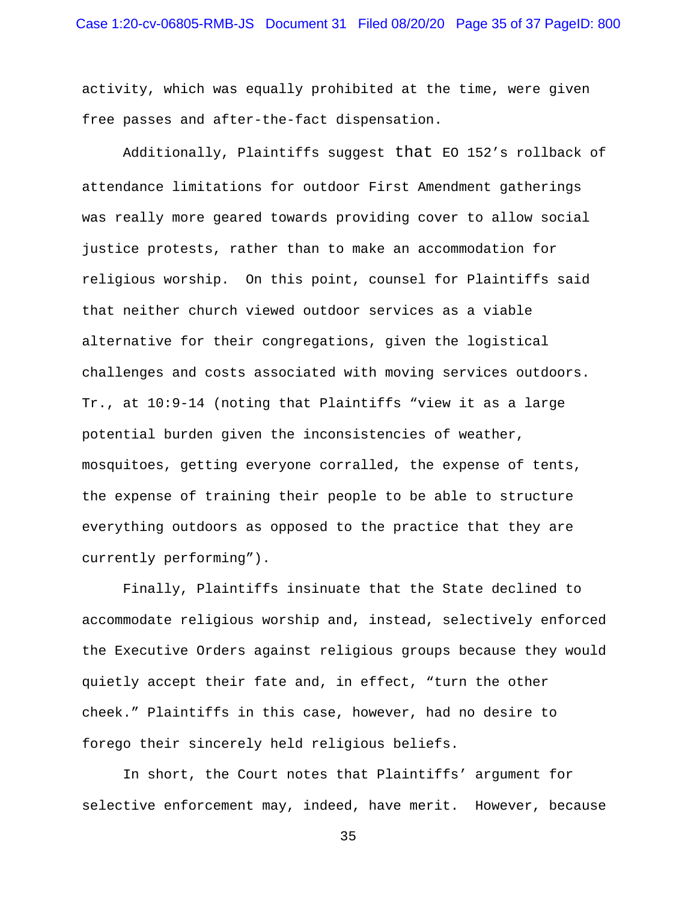activity, which was equally prohibited at the time, were given free passes and after-the-fact dispensation.

Additionally, Plaintiffs suggest that EO 152's rollback of attendance limitations for outdoor First Amendment gatherings was really more geared towards providing cover to allow social justice protests, rather than to make an accommodation for religious worship. On this point, counsel for Plaintiffs said that neither church viewed outdoor services as a viable alternative for their congregations, given the logistical challenges and costs associated with moving services outdoors. Tr., at 10:9-14 (noting that Plaintiffs "view it as a large potential burden given the inconsistencies of weather, mosquitoes, getting everyone corralled, the expense of tents, the expense of training their people to be able to structure everything outdoors as opposed to the practice that they are currently performing").

Finally, Plaintiffs insinuate that the State declined to accommodate religious worship and, instead, selectively enforced the Executive Orders against religious groups because they would quietly accept their fate and, in effect, "turn the other cheek." Plaintiffs in this case, however, had no desire to forego their sincerely held religious beliefs.

In short, the Court notes that Plaintiffs' argument for selective enforcement may, indeed, have merit. However, because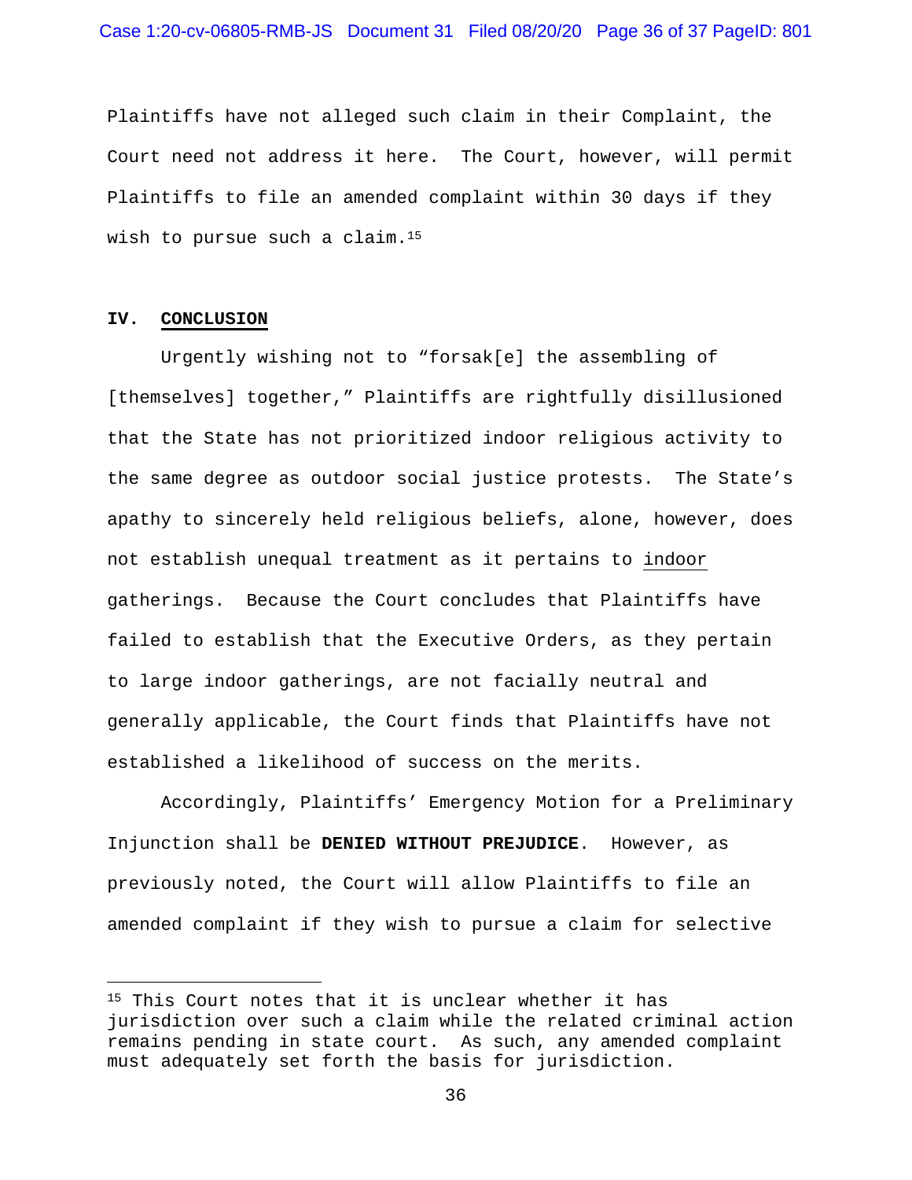Plaintiffs have not alleged such claim in their Complaint, the Court need not address it here. The Court, however, will permit Plaintiffs to file an amended complaint within 30 days if they wish to pursue such a claim.[15]

## IV. CONCLUSION

Urgently wishing not to "forsak[e] the assembling of [themselves] together," Plaintiffs are rightfully disillusioned that the State has not prioritized indoor religious activity to the same degree as outdoor social justice protests. The State's apathy to sincerely held religious beliefs, alone, however, does not establish unequal treatment as it pertains to indoor gatherings. Because the Court concludes that Plaintiffs have failed to establish that the Executive Orders, as they pertain to large indoor gatherings, are not facially neutral and generally applicable, the Court finds that Plaintiffs have not established a likelihood of success on the merits.

Accordingly, Plaintiffs' Emergency Motion for a Preliminary Injunction shall be **DENIED WITHOUT PREJUDICE**. However, as previously noted, the Court will allow Plaintiffs to file an amended complaint if they wish to pursue a claim for selective

---

[15] This Court notes that it is unclear whether it has jurisdiction over such a claim while the related criminal action remains pending in state court. As such, any amended complaint must adequately set forth the basis for jurisdiction.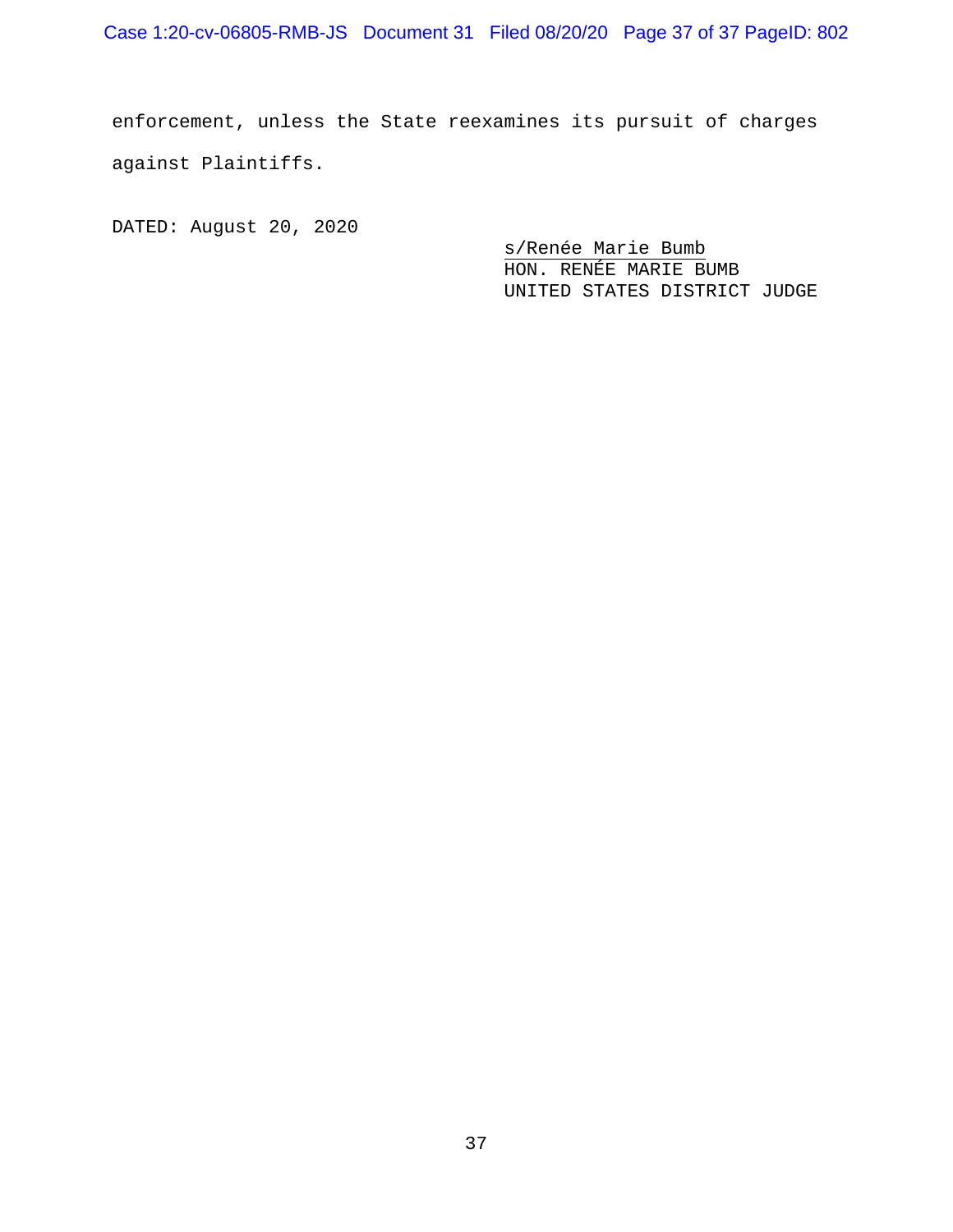enforcement, unless the State reexamines its pursuit of charges against Plaintiffs.

DATED: August 20, 2020

s/Renée Marie Bumb
HON. RENÉE MARIE BUMB
UNITED STATES DISTRICT JUDGE